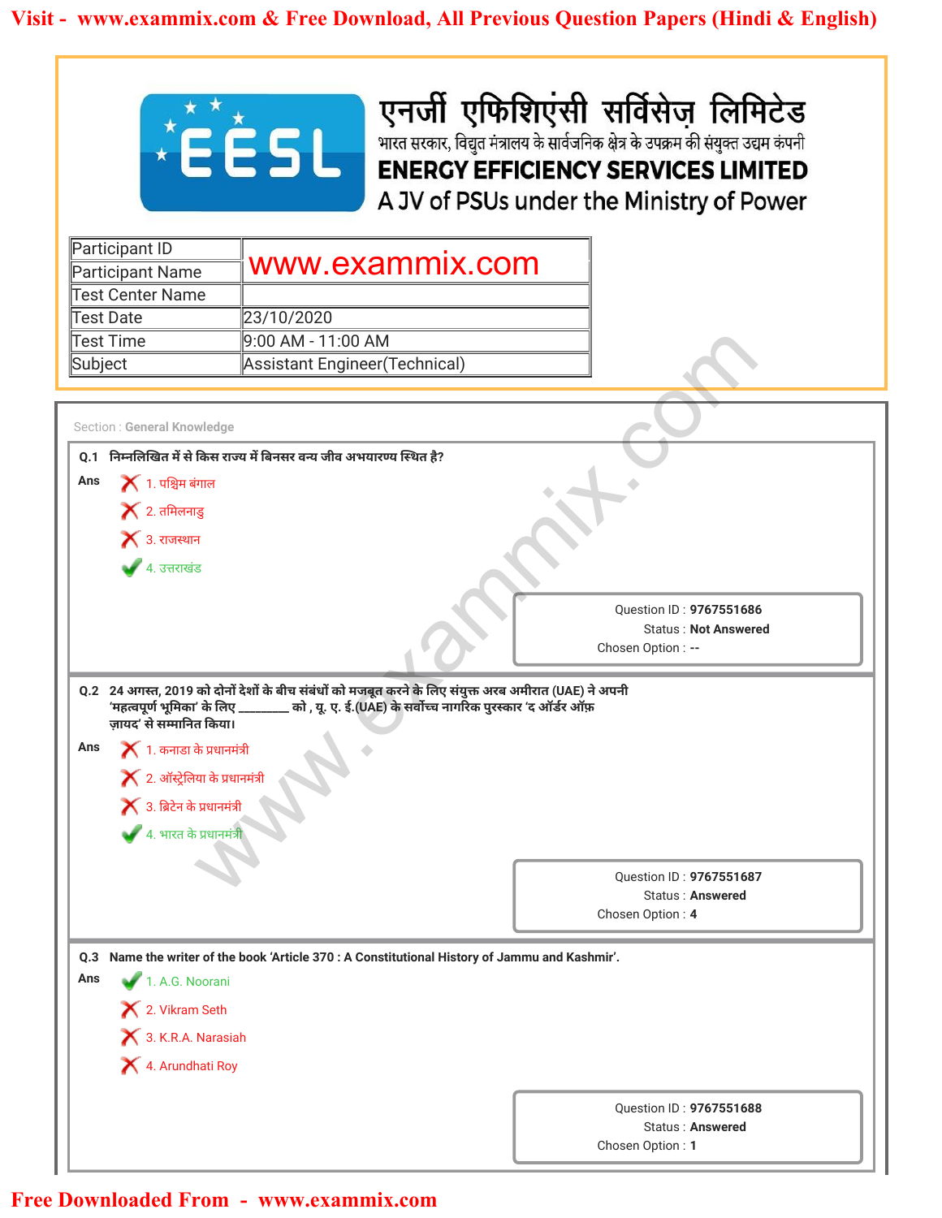# एनर्जी एफिशिएंसी सर्विसेज़ लिमिटेड

भारत सरकार, विद्युत मंत्रालय के सार्वजनिक क्षेत्र के उपक्रम की संयुक्त उद्यम कंपनी

## ENERGY EFFICIENCY SERVICES LIMITED

A JV of PSUs under the Ministry of Power

| | |
|---|---|
| Participant ID | www.exammix.com |
| Participant Name | |
| Test Center Name | |
| Test Date | 23/10/2020 |
| Test Time | 9:00 AM - 11:00 AM |
| Subject | Assistant Engineer(Technical) |

Section : General Knowledge

**Q.1** निम्नलिखित में से किस राज्य में बिनसर वन्य जीव अभयारण्य स्थित है?

Ans
1. पश्चिम बंगाल ✗
2. तमिलनाडु ✗
3. राजस्थान ✗
4. उत्तराखंड ✓

Question ID : 9767551686
Status : Not Answered
Chosen Option : --

**Q.2** 24 अगस्त, 2019 को दोनों देशों के बीच संबंधों को मजबूत करने के लिए संयुक्त अरब अमीरात (UAE) ने अपनी 'महत्वपूर्ण भूमिका' के लिए ________ को , यू. ए. ई.(UAE) के सर्वोच्च नागरिक पुरस्कार 'द ऑर्डर ऑफ़ ज़ायद' से सम्मानित किया।

Ans
1. कनाडा के प्रधानमंत्री ✗
2. ऑस्ट्रेलिया के प्रधानमंत्री ✗
3. ब्रिटेन के प्रधानमंत्री ✗
4. भारत के प्रधानमंत्री ✓

Question ID : 9767551687
Status : Answered
Chosen Option : 4

**Q.3** Name the writer of the book 'Article 370 : A Constitutional History of Jammu and Kashmir'.

Ans
1. A.G. Noorani ✓
2. Vikram Seth ✗
3. K.R.A. Narasiah ✗
4. Arundhati Roy ✗

Question ID : 9767551688
Status : Answered
Chosen Option : 1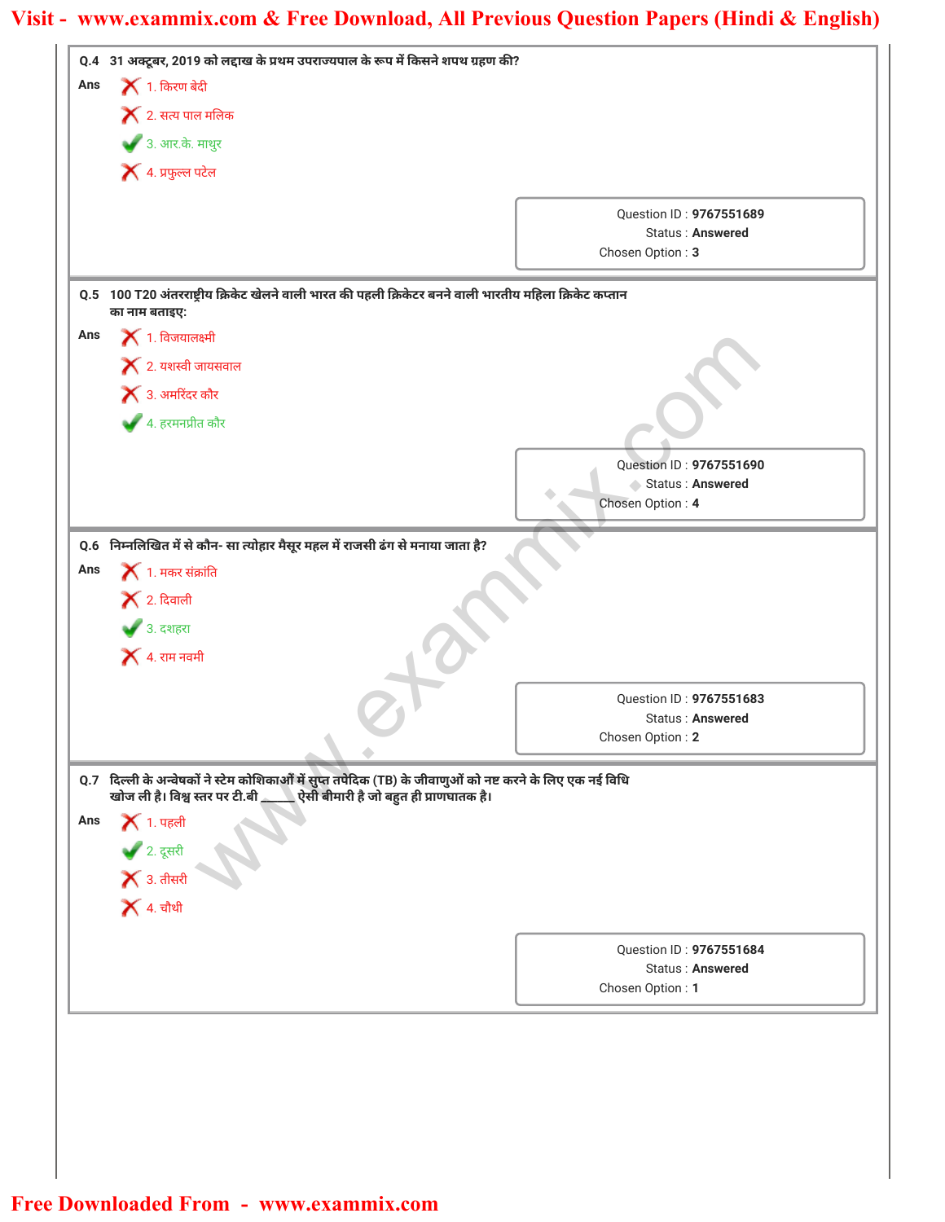**Q.4** 31 अक्टूबर, 2019 को लद्दाख के प्रथम उपराज्यपाल के रूप में किसने शपथ ग्रहण की?

**Ans**

- ✗ 1. किरण बेदी
- ✗ 2. सत्य पाल मलिक
- ✓ 3. आर.के. माथुर
- ✗ 4. प्रफुल्ल पटेल

Question ID : **9767551689**
Status : **Answered**
Chosen Option : **3**

---

**Q.5** 100 T20 अंतरराष्ट्रीय क्रिकेट खेलने वाली भारत की पहली क्रिकेटर बनने वाली भारतीय महिला क्रिकेट कप्तान का नाम बताइए:

**Ans**

- ✗ 1. विजयालक्ष्मी
- ✗ 2. यशस्वी जायसवाल
- ✗ 3. अमरिंदर कौर
- ✓ 4. हरमनप्रीत कौर

Question ID : **9767551690**
Status : **Answered**
Chosen Option : **4**

---

**Q.6** निम्नलिखित में से कौन- सा त्योहार मैसूर महल में राजसी ढंग से मनाया जाता है?

**Ans**

- ✗ 1. मकर संक्रांति
- ✗ 2. दिवाली
- ✓ 3. दशहरा
- ✗ 4. राम नवमी

Question ID : **9767551683**
Status : **Answered**
Chosen Option : **2**

---

**Q.7** दिल्ली के अन्वेषकों ने स्टेम कोशिकाओं में सुप्त तपेदिक (TB) के जीवाणुओं को नष्ट करने के लिए एक नई विधि खोज ली है। विश्व स्तर पर टी.बी ______ ऐसी बीमारी है जो बहुत ही प्राणघातक है।

**Ans**

- ✗ 1. पहली
- ✓ 2. दूसरी
- ✗ 3. तीसरी
- ✗ 4. चौथी

Question ID : **9767551684**
Status : **Answered**
Chosen Option : **1**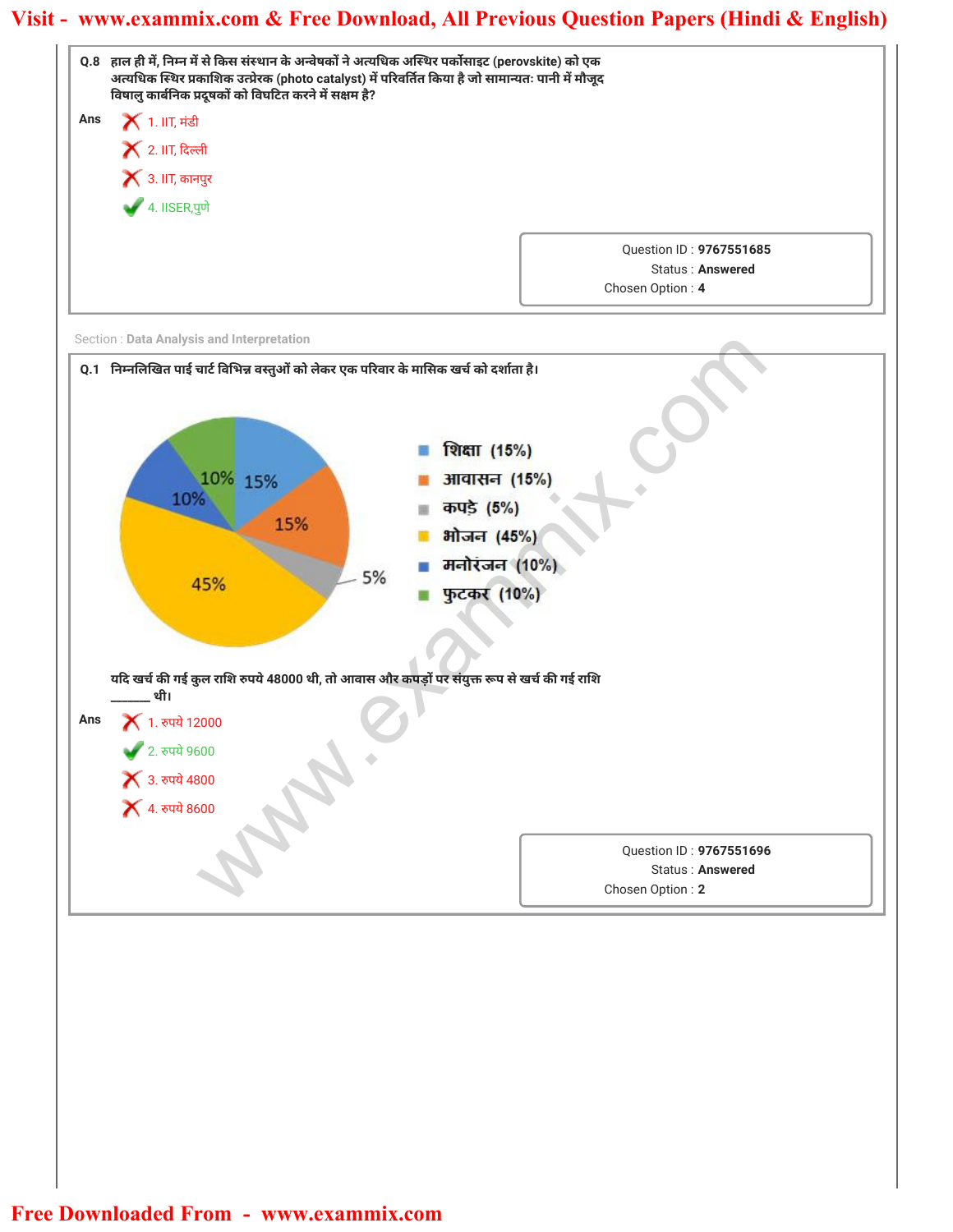**Q.8** हाल ही में, निम्न में से किस संस्थान के अन्वेषकों ने अत्यधिक अस्थिर पर्कोसाइट (perovskite) को एक अत्यधिक स्थिर प्रकाशिक उत्प्रेरक (photo catalyst) में परिवर्तित किया है जो सामान्यतः पानी में मौजूद विषालु कार्बनिक प्रदूषकों को विघटित करने में सक्षम है?

**Ans**

1. IIT, मंडी
2. IIT, दिल्ली
3. IIT, कानपुर
4. IISER,पुणे ✔

Question ID : **9767551685**
Status : **Answered**
Chosen Option : **4**

Section : **Data Analysis and Interpretation**

**Q.1** निम्नलिखित पाई चार्ट विभिन्न वस्तुओं को लेकर एक परिवार के मासिक खर्च को दर्शाता है।

- शिक्षा (15%)
- आवासन (15%)
- कपड़े (5%)
- भोजन (45%)
- मनोरंजन (10%)
- फुटकर (10%)

यदि खर्च की गई कुल राशि रुपये 48000 थी, तो आवास और कपड़ों पर संयुक्त रूप से खर्च की गई राशि ______ थी।

**Ans**

1. रुपये 12000
2. रुपये 9600 ✔
3. रुपये 4800
4. रुपये 8600

Question ID : **9767551696**
Status : **Answered**
Chosen Option : **2**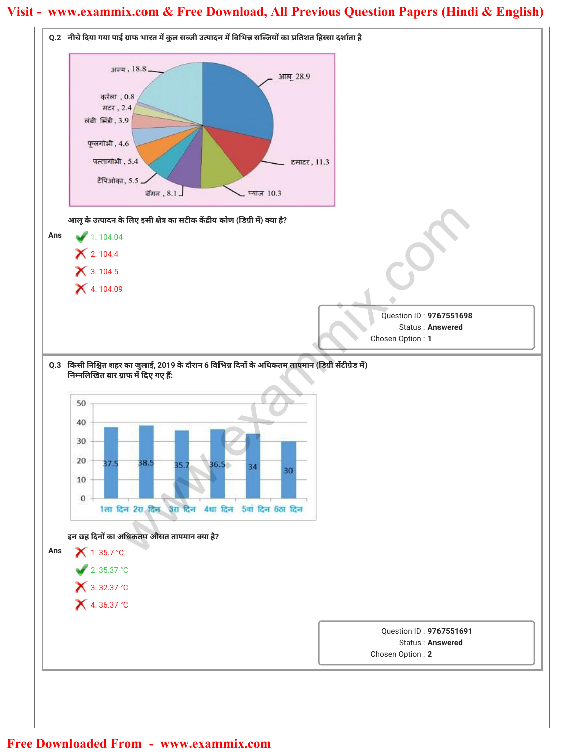**Q.2** नीचे दिया गया पाई ग्राफ भारत में कुल सब्जी उत्पादन में विभिन्न सब्जियों का प्रतिशत हिस्सा दर्शाता है

अन्य , 18.8
आलू 28.9
करेला , 0.8
मटर , 2.4
लंबी भिंडी , 3.9
फूलगोभी , 4.6
पत्तागोभी , 5.4
टैपिओका, 5.5
बैंगन , 8.1
प्याज 10.3
टमाटर , 11.3

आलू के उत्पादन के लिए इसी क्षेत्र का सटीक केंद्रीय कोण (डिग्री में) क्या है?

**Ans**

1. 104.04 ✔
2. 104.4 ✘
3. 104.5 ✘
4. 104.09 ✘

Question ID : **9767551698**
Status : **Answered**
Chosen Option : **1**

---

**Q.3** किसी निश्चित शहर का जुलाई, 2019 के दौरान 6 विभिन्न दिनों के अधिकतम तापमान (डिग्री सेंटीग्रेड में) निम्नलिखित बार ग्राफ में दिए गए हैं:

| दिन | 1ला दिन | 2रा दिन | 3रा दिन | 4था दिन | 5वां दिन | 6ठा दिन |
|---|---|---|---|---|---|---|
| तापमान | 37.5 | 38.5 | 35.7 | 36.5 | 34 | 30 |

इन छह दिनों का अधिकतम औसत तापमान क्या है?

**Ans**

1. 35.7 °C ✘
2. 35.37 °C ✔
3. 32.37 °C ✘
4. 36.37 °C ✘

Question ID : **9767551691**
Status : **Answered**
Chosen Option : **2**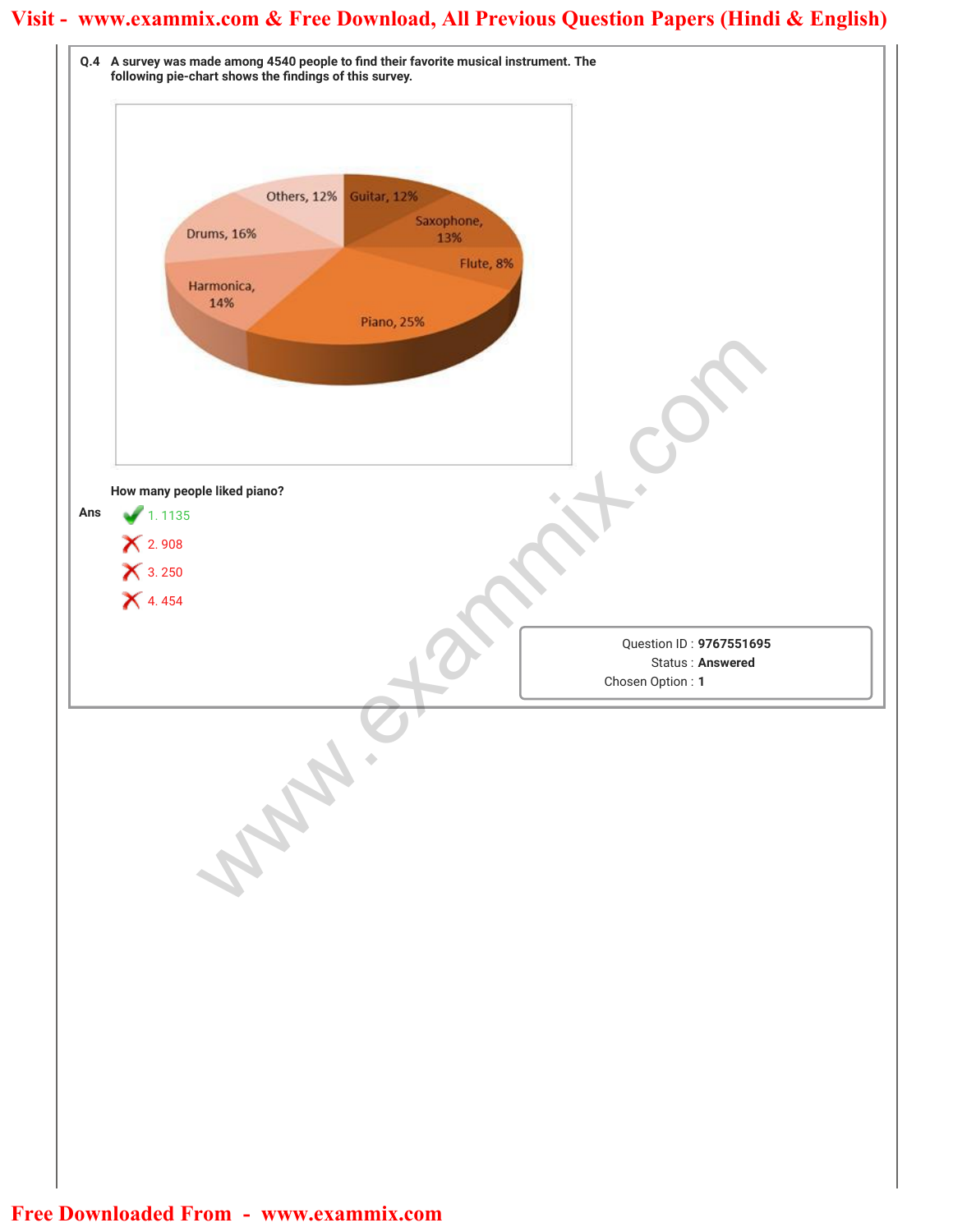**Q.4** A survey was made among 4540 people to find their favorite musical instrument. The following pie-chart shows the findings of this survey.

Others, 12% | Guitar, 12% | Saxophone, 13% | Flute, 8% | Piano, 25% | Harmonica, 14% | Drums, 16%

How many people liked piano?

**Ans**

✔ 1. 1135

✘ 2. 908

✘ 3. 250

✘ 4. 454

Question ID : **9767551695**
Status : **Answered**
Chosen Option : **1**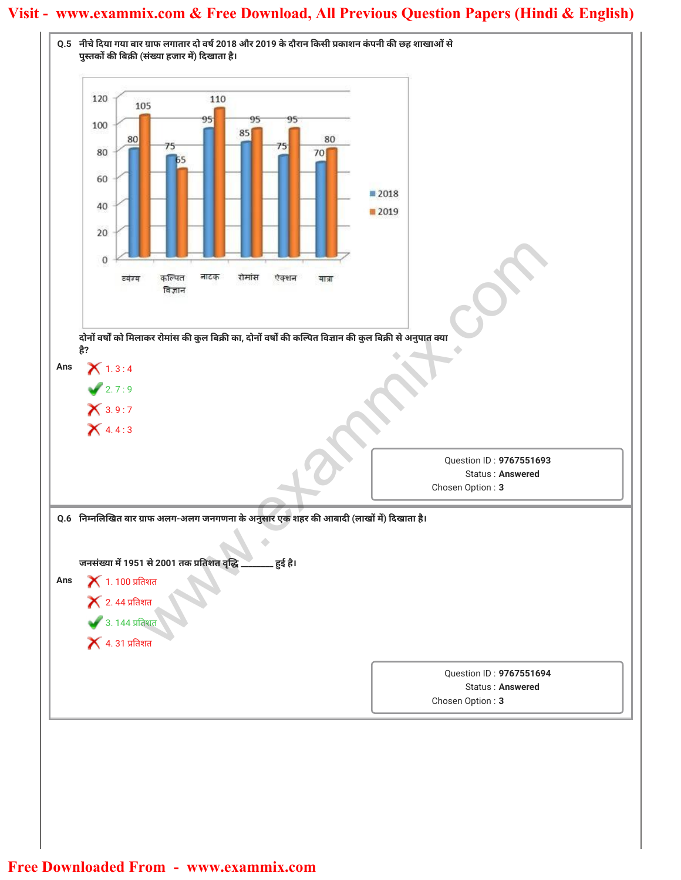**Q.5** नीचे दिया गया बार ग्राफ लगातार दो वर्ष 2018 और 2019 के दौरान किसी प्रकाशन कंपनी की छह शाखाओं से पुस्तकों की बिक्री (संख्या हजार में) दिखाता है।

| शाखा | 2018 | 2019 |
|---|---|---|
| व्यंग्य | 80 | 105 |
| कल्पित विज्ञान | 75 | 65 |
| नाटक | 95 | 110 |
| रोमांस | 85 | 95 |
| ऐक्शन | 75 | 95 |
| यात्रा | 70 | 80 |

दोनों वर्षों को मिलाकर रोमांस की कुल बिक्री का, दोनों वर्षों की कल्पित विज्ञान की कुल बिक्री से अनुपात क्या है?

**Ans**

1. 3 : 4
2. 7 : 9 ✔
3. 9 : 7
4. 4 : 3

Question ID : **9767551693**
Status : **Answered**
Chosen Option : **3**

**Q.6** निम्नलिखित बार ग्राफ अलग-अलग जनगणना के अनुसार एक शहर की आबादी (लाखों में) दिखाता है।

जनसंख्या में 1951 से 2001 तक प्रतिशत वृद्धि _______ हुई है।

**Ans**

1. 100 प्रतिशत
2. 44 प्रतिशत
3. 144 प्रतिशत ✔
4. 31 प्रतिशत

Question ID : **9767551694**
Status : **Answered**
Chosen Option : **3**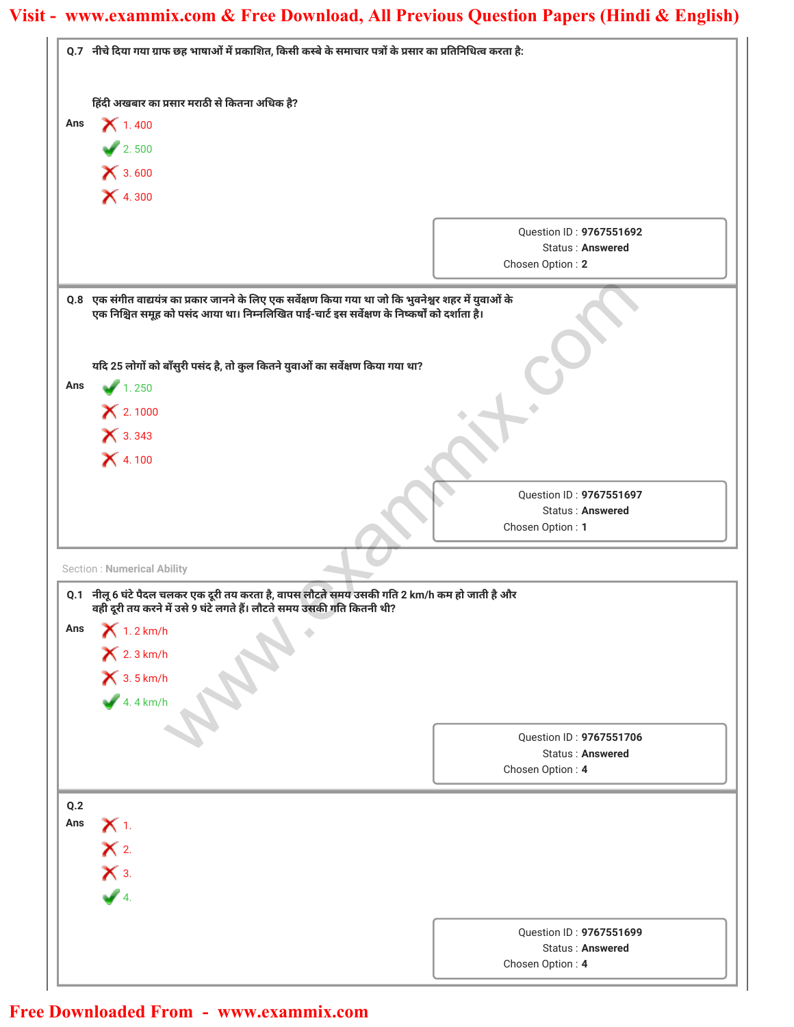**Q.7** नीचे दिया गया ग्राफ छह भाषाओं में प्रकाशित, किसी कस्बे के समाचार पत्रों के प्रसार का प्रतिनिधित्व करता है:

हिंदी अखबार का प्रसार मराठी से कितना अधिक है?

**Ans**

- ✗ 1. 400
- ✓ 2. 500
- ✗ 3. 600
- ✗ 4. 300

Question ID : **9767551692**
Status : **Answered**
Chosen Option : **2**

---

**Q.8** एक संगीत वाद्ययंत्र का प्रकार जानने के लिए एक सर्वेक्षण किया गया था जो कि भुवनेश्वर शहर में युवाओं के एक निश्चित समूह को पसंद आया था। निम्नलिखित पाई-चार्ट इस सर्वेक्षण के निष्कर्षों को दर्शाता है।

यदि 25 लोगों को बाँसुरी पसंद है, तो कुल कितने युवाओं का सर्वेक्षण किया गया था?

**Ans**

- ✓ 1. 250
- ✗ 2. 1000
- ✗ 3. 343
- ✗ 4. 100

Question ID : **9767551697**
Status : **Answered**
Chosen Option : **1**

---

Section : **Numerical Ability**

**Q.1** नीलू 6 घंटे पैदल चलकर एक दूरी तय करता है, वापस लौटते समय उसकी गति 2 km/h कम हो जाती है और वही दूरी तय करने में उसे 9 घंटे लगते हैं। लौटते समय उसकी गति कितनी थी?

**Ans**

- ✗ 1. 2 km/h
- ✗ 2. 3 km/h
- ✗ 3. 5 km/h
- ✓ 4. 4 km/h

Question ID : **9767551706**
Status : **Answered**
Chosen Option : **4**

---

**Q.2**

**Ans**

- ✗ 1.
- ✗ 2.
- ✗ 3.
- ✓ 4.

Question ID : **9767551699**
Status : **Answered**
Chosen Option : **4**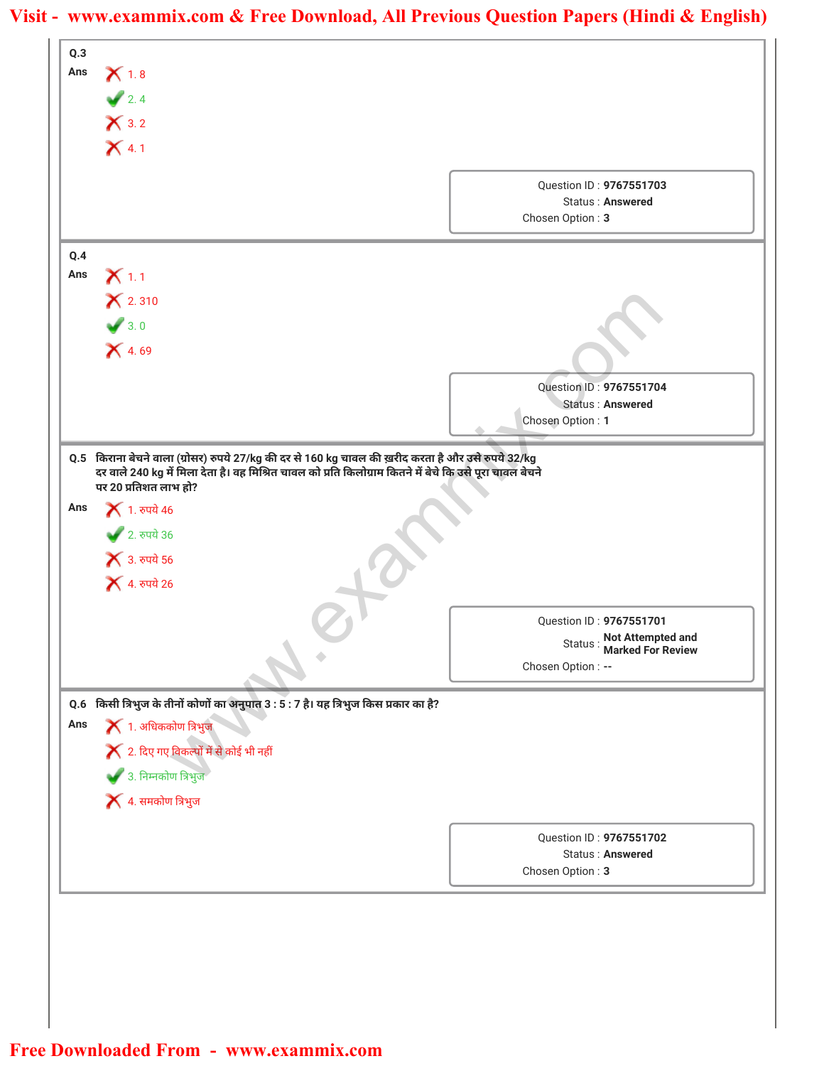**Q.3**

Ans

1. 8 ✗

2. 4 ✓

3. 2 ✗

4. 1 ✗

Question ID : **9767551703**
Status : **Answered**
Chosen Option : **3**

---

**Q.4**

Ans

1. 1 ✗

2. 310 ✗

3. 0 ✓

4. 69 ✗

Question ID : **9767551704**
Status : **Answered**
Chosen Option : **1**

---

**Q.5** किराना बेचने वाला (ग्रोसर) रुपये 27/kg की दर से 160 kg चावल की ख़रीद करता है और उसे रुपये 32/kg दर वाले 240 kg में मिला देता है। वह मिश्रित चावल को प्रति किलोग्राम कितने में बेचे कि उसे पूरा चावल बेचने पर 20 प्रतिशत लाभ हो?

Ans

1. रुपये 46 ✗

2. रुपये 36 ✓

3. रुपये 56 ✗

4. रुपये 26 ✗

Question ID : **9767551701**
Status : **Not Attempted and Marked For Review**
Chosen Option : **--**

---

**Q.6** किसी त्रिभुज के तीनों कोणों का अनुपात 3 : 5 : 7 है। यह त्रिभुज किस प्रकार का है?

Ans

1. अधिककोण त्रिभुज ✗

2. दिए गए विकल्पों में से कोई भी नहीं ✗

3. निम्नकोण त्रिभुज ✓

4. समकोण त्रिभुज ✗

Question ID : **9767551702**
Status : **Answered**
Chosen Option : **3**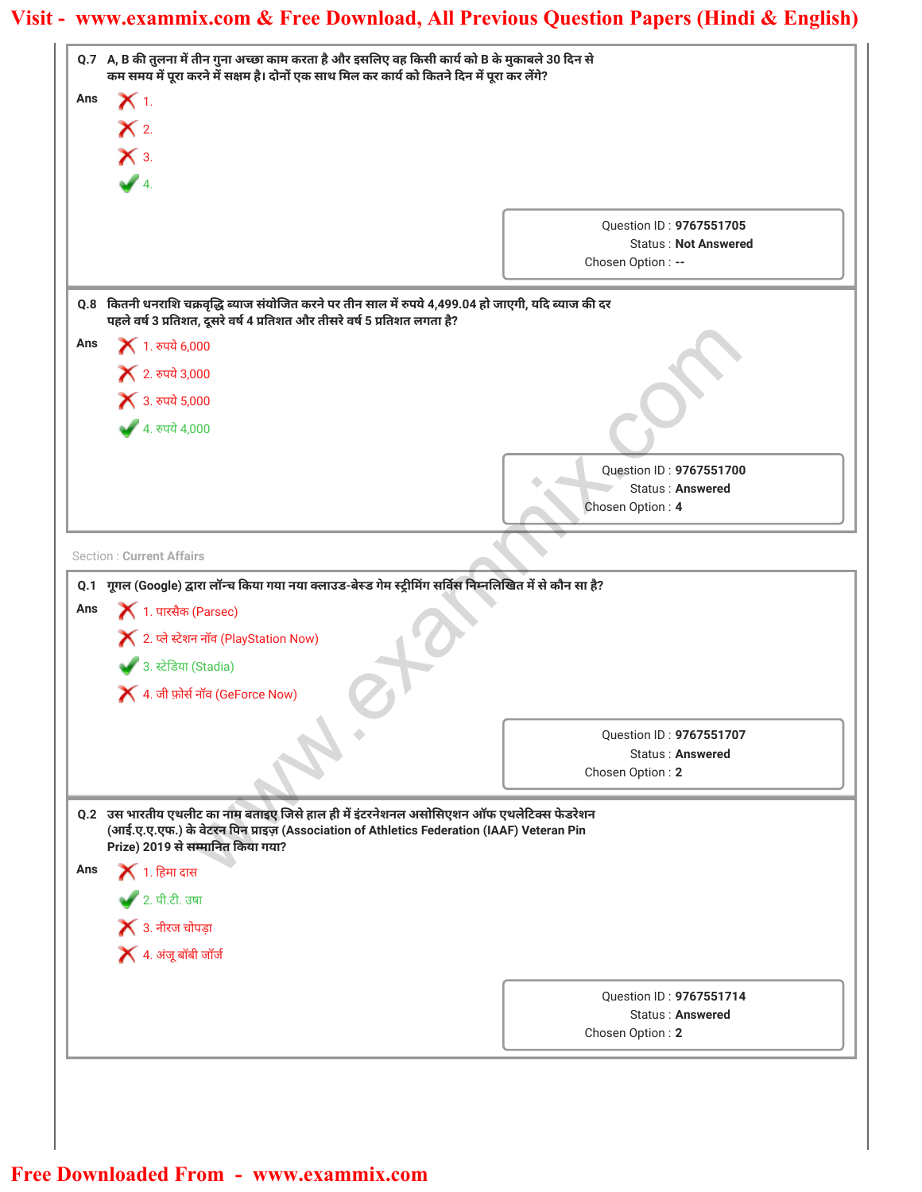**Q.7** A, B की तुलना में तीन गुना अच्छा काम करता है और इसलिए वह किसी कार्य को B के मुकाबले 30 दिन से कम समय में पूरा करने में सक्षम है। दोनों एक साथ मिल कर कार्य को कितने दिन में पूरा कर लेंगे?

Ans
- ✗ 1.
- ✗ 2.
- ✗ 3.
- ✓ 4.

Question ID : **9767551705**
Status : **Not Answered**
Chosen Option : **--**

**Q.8** कितनी धनराशि चक्रवृद्धि ब्याज संयोजित करने पर तीन साल में रुपये 4,499.04 हो जाएगी, यदि ब्याज की दर पहले वर्ष 3 प्रतिशत, दूसरे वर्ष 4 प्रतिशत और तीसरे वर्ष 5 प्रतिशत लगता है?

Ans
- ✗ 1. रुपये 6,000
- ✗ 2. रुपये 3,000
- ✗ 3. रुपये 5,000
- ✓ 4. रुपये 4,000

Question ID : **9767551700**
Status : **Answered**
Chosen Option : **4**

Section : **Current Affairs**

**Q.1** गूगल (Google) द्वारा लॉन्च किया गया नया क्लाउड-बेस्ड गेम स्ट्रीमिंग सर्विस निम्नलिखित में से कौन सा है?

Ans
- ✗ 1. पारसैक (Parsec)
- ✗ 2. प्ले स्टेशन नॉव (PlayStation Now)
- ✓ 3. स्टेडिया (Stadia)
- ✗ 4. जी फ़ोर्स नॉव (GeForce Now)

Question ID : **9767551707**
Status : **Answered**
Chosen Option : **2**

**Q.2** उस भारतीय एथलीट का नाम बताइए जिसे हाल ही में इंटरनेशनल असोसिएशन ऑफ एथलेटिक्स फेडरेशन (आई.ए.ए.एफ.) के वेटरन पिन प्राइज़ (Association of Athletics Federation (IAAF) Veteran Pin Prize) 2019 से सम्मानित किया गया?

Ans
- ✗ 1. हिमा दास
- ✓ 2. पी.टी. उषा
- ✗ 3. नीरज चोपड़ा
- ✗ 4. अंजू बॉबी जॉर्ज

Question ID : **9767551714**
Status : **Answered**
Chosen Option : **2**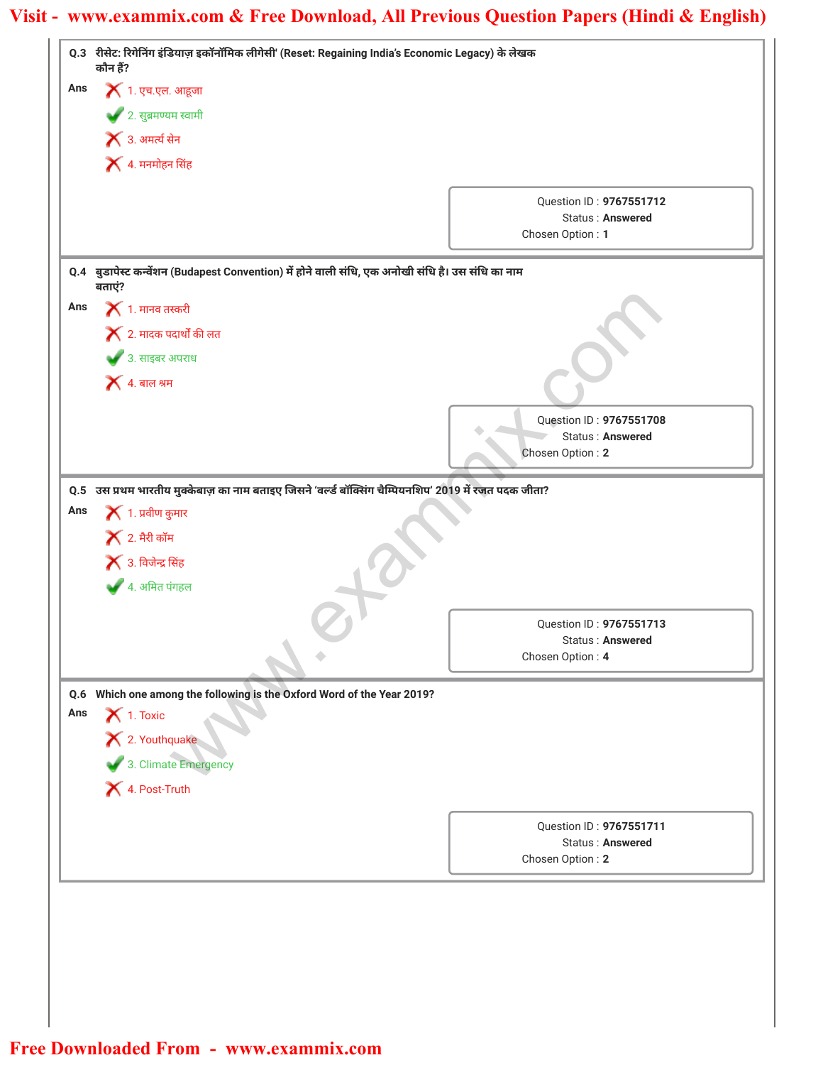**Q.3** रीसेट: रिगेनिंग इंडियाज़ इकॉनॉमिक लीगेसी' (Reset: Regaining India's Economic Legacy) के लेखक कौन हैं?

**Ans**

1. एच.एल. आहूजा ✗
2. सुब्रमण्यम स्वामी ✓
3. अमर्त्य सेन ✗
4. मनमोहन सिंह ✗

Question ID : **9767551712**
Status : **Answered**
Chosen Option : **1**

**Q.4** बुडापेस्ट कन्वेंशन (Budapest Convention) में होने वाली संधि, एक अनोखी संधि है। उस संधि का नाम बताएं?

**Ans**

1. मानव तस्करी ✗
2. मादक पदार्थों की लत ✗
3. साइबर अपराध ✓
4. बाल श्रम ✗

Question ID : **9767551708**
Status : **Answered**
Chosen Option : **2**

**Q.5** उस प्रथम भारतीय मुक्केबाज़ का नाम बताइए जिसने 'वर्ल्ड बॉक्सिंग चैम्पियनशिप' 2019 में रजत पदक जीता?

**Ans**

1. प्रवीण कुमार ✗
2. मैरी कॉम ✗
3. विजेन्द्र सिंह ✗
4. अमित पंगहल ✓

Question ID : **9767551713**
Status : **Answered**
Chosen Option : **4**

**Q.6** Which one among the following is the Oxford Word of the Year 2019?

**Ans**

1. Toxic ✗
2. Youthquake ✗
3. Climate Emergency ✓
4. Post-Truth ✗

Question ID : **9767551711**
Status : **Answered**
Chosen Option : **2**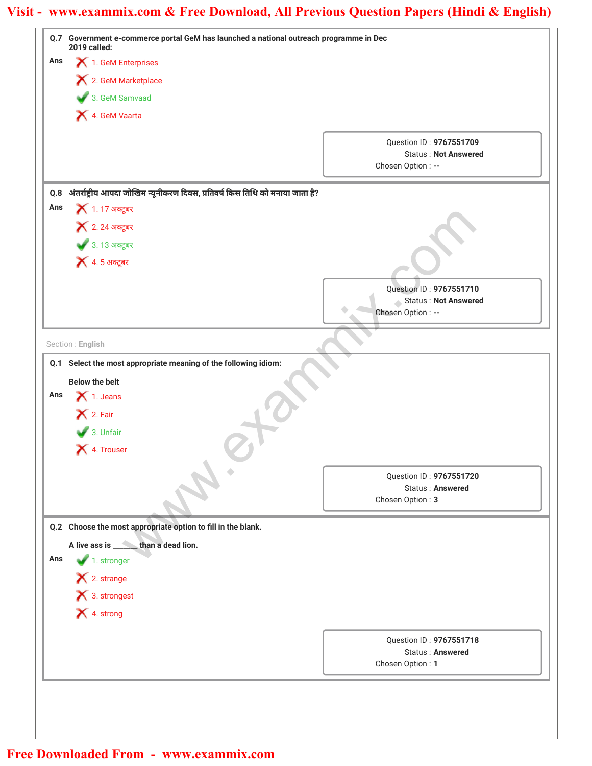**Q.7** Government e-commerce portal GeM has launched a national outreach programme in Dec 2019 called:

**Ans**

1. GeM Enterprises
2. GeM Marketplace
3. GeM Samvaad ✔
4. GeM Vaarta

Question ID : **9767551709**
Status : **Not Answered**
Chosen Option : **--**

**Q.8** अंतर्राष्ट्रीय आपदा जोखिम न्यूनीकरण दिवस, प्रतिवर्ष किस तिथि को मनाया जाता है?

**Ans**

1. 17 अक्टूबर
2. 24 अक्टूबर
3. 13 अक्टूबर ✔
4. 5 अक्टूबर

Question ID : **9767551710**
Status : **Not Answered**
Chosen Option : **--**

Section : **English**

**Q.1** Select the most appropriate meaning of the following idiom:

Below the belt

**Ans**

1. Jeans
2. Fair
3. Unfair ✔
4. Trouser

Question ID : **9767551720**
Status : **Answered**
Chosen Option : **3**

**Q.2** Choose the most appropriate option to fill in the blank.

A live ass is ______ than a dead lion.

**Ans**

1. stronger ✔
2. strange
3. strongest
4. strong

Question ID : **9767551718**
Status : **Answered**
Chosen Option : **1**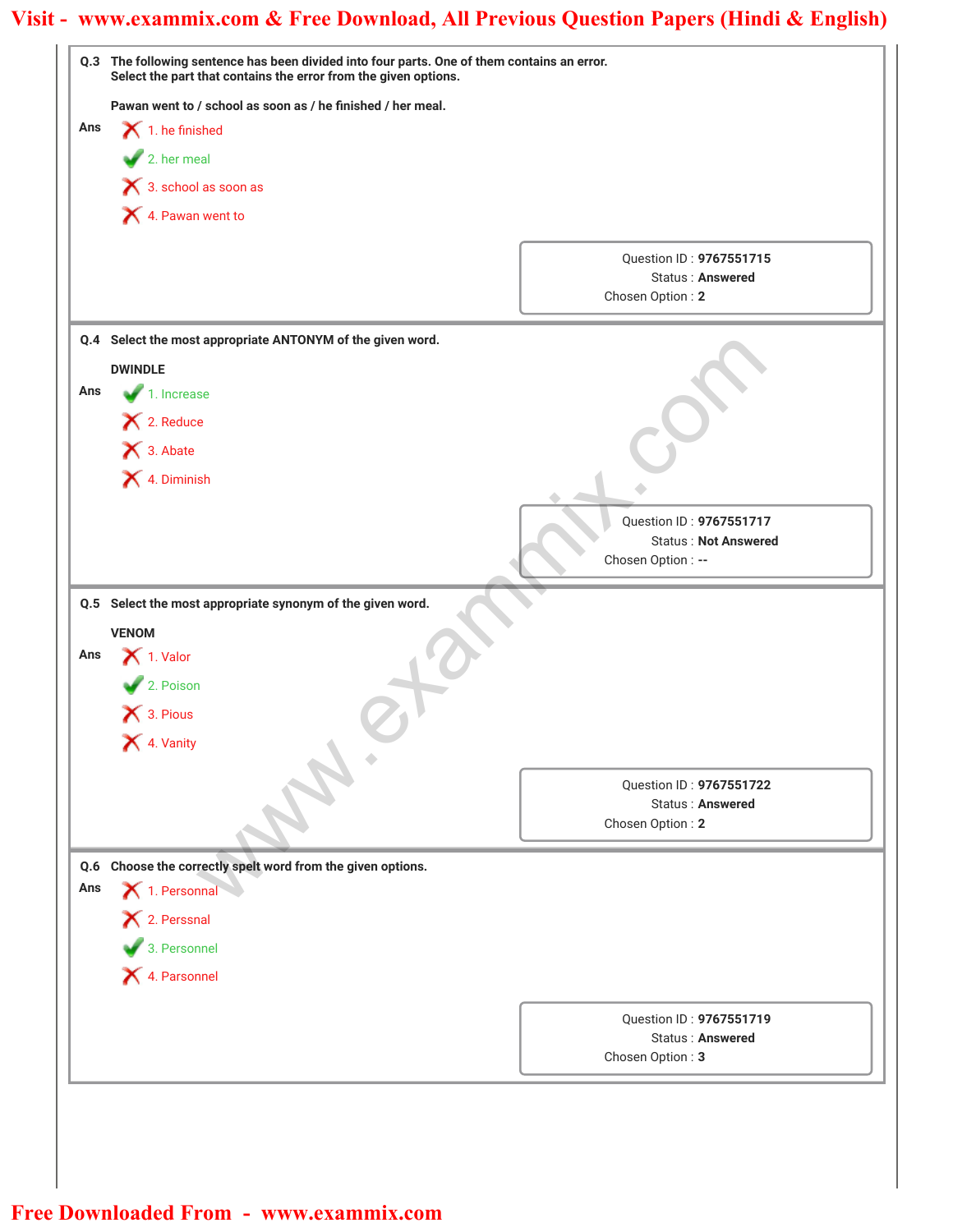**Q.3** The following sentence has been divided into four parts. One of them contains an error. Select the part that contains the error from the given options.

Pawan went to / school as soon as / he finished / her meal.

**Ans**

- ✗ 1. he finished
- ✓ 2. her meal
- ✗ 3. school as soon as
- ✗ 4. Pawan went to

Question ID : **9767551715**
Status : **Answered**
Chosen Option : **2**

---

**Q.4** Select the most appropriate ANTONYM of the given word.

DWINDLE

**Ans**

- ✓ 1. Increase
- ✗ 2. Reduce
- ✗ 3. Abate
- ✗ 4. Diminish

Question ID : **9767551717**
Status : **Not Answered**
Chosen Option : **--**

---

**Q.5** Select the most appropriate synonym of the given word.

VENOM

**Ans**

- ✗ 1. Valor
- ✓ 2. Poison
- ✗ 3. Pious
- ✗ 4. Vanity

Question ID : **9767551722**
Status : **Answered**
Chosen Option : **2**

---

**Q.6** Choose the correctly spelt word from the given options.

**Ans**

- ✗ 1. Personnal
- ✗ 2. Perssnal
- ✓ 3. Personnel
- ✗ 4. Parsonnel

Question ID : **9767551719**
Status : **Answered**
Chosen Option : **3**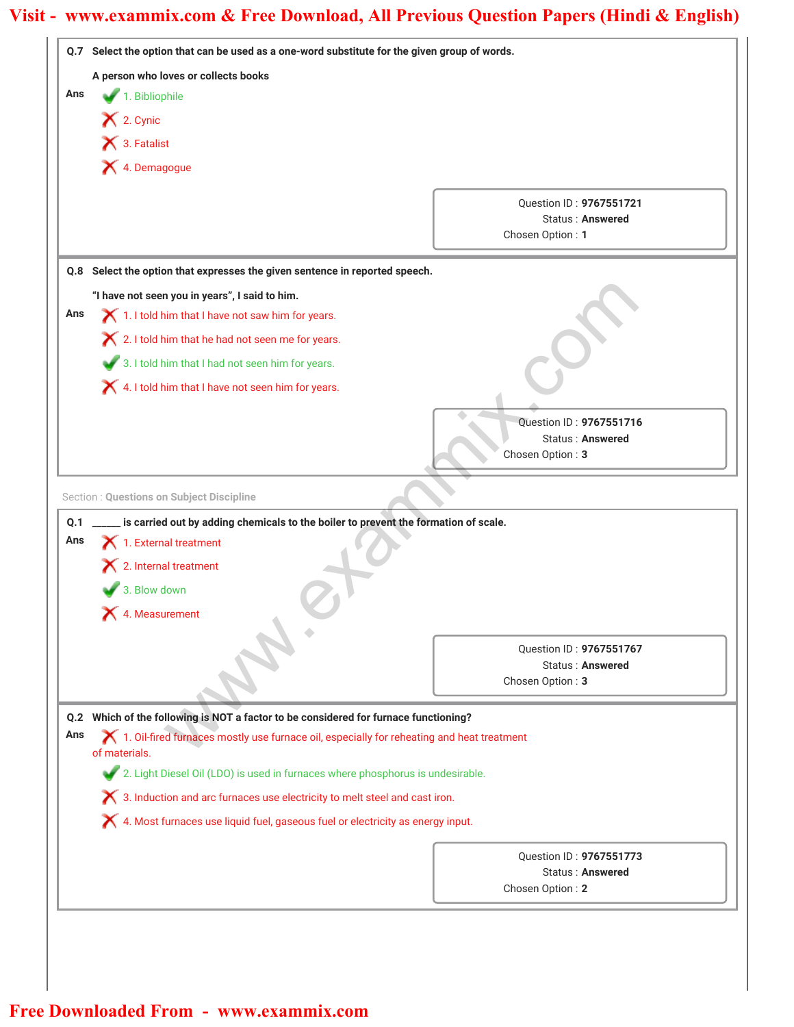**Q.7** Select the option that can be used as a one-word substitute for the given group of words.

A person who loves or collects books

Ans
1. Bibliophile ✔
2. Cynic ✘
3. Fatalist ✘
4. Demagogue ✘

Question ID : **9767551721**
Status : **Answered**
Chosen Option : **1**

**Q.8** Select the option that expresses the given sentence in reported speech.

"I have not seen you in years", I said to him.

Ans
1. I told him that I have not saw him for years. ✘
2. I told him that he had not seen me for years. ✘
3. I told him that I had not seen him for years. ✔
4. I told him that I have not seen him for years. ✘

Question ID : **9767551716**
Status : **Answered**
Chosen Option : **3**

Section : **Questions on Subject Discipline**

**Q.1** ______ is carried out by adding chemicals to the boiler to prevent the formation of scale.

Ans
1. External treatment ✘
2. Internal treatment ✘
3. Blow down ✔
4. Measurement ✘

Question ID : **9767551767**
Status : **Answered**
Chosen Option : **3**

**Q.2** Which of the following is NOT a factor to be considered for furnace functioning?

Ans
1. Oil-fired furnaces mostly use furnace oil, especially for reheating and heat treatment of materials. ✘
2. Light Diesel Oil (LDO) is used in furnaces where phosphorus is undesirable. ✔
3. Induction and arc furnaces use electricity to melt steel and cast iron. ✘
4. Most furnaces use liquid fuel, gaseous fuel or electricity as energy input. ✘

Question ID : **9767551773**
Status : **Answered**
Chosen Option : **2**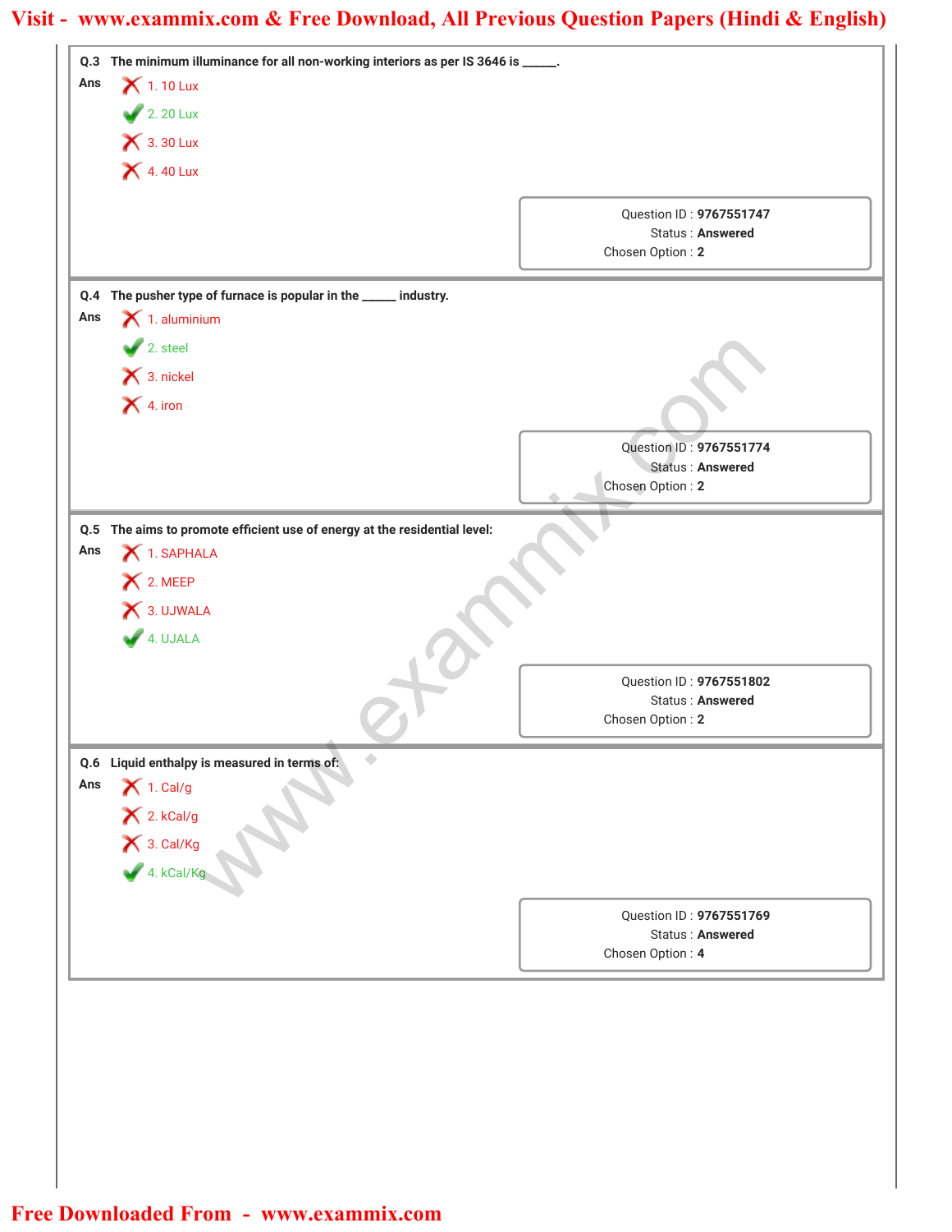**Q.3** The minimum illuminance for all non-working interiors as per IS 3646 is ______.

**Ans**

1. 10 Lux ✗
2. 20 Lux ✓
3. 30 Lux ✗
4. 40 Lux ✗

Question ID : **9767551747**
Status : **Answered**
Chosen Option : **2**

---

**Q.4** The pusher type of furnace is popular in the ______ industry.

**Ans**

1. aluminium ✗
2. steel ✓
3. nickel ✗
4. iron ✗

Question ID : **9767551774**
Status : **Answered**
Chosen Option : **2**

---

**Q.5** The aims to promote efficient use of energy at the residential level:

**Ans**

1. SAPHALA ✗
2. MEEP ✗
3. UJWALA ✗
4. UJALA ✓

Question ID : **9767551802**
Status : **Answered**
Chosen Option : **2**

---

**Q.6** Liquid enthalpy is measured in terms of:

**Ans**

1. Cal/g ✗
2. kCal/g ✗
3. Cal/Kg ✗
4. kCal/Kg ✓

Question ID : **9767551769**
Status : **Answered**
Chosen Option : **4**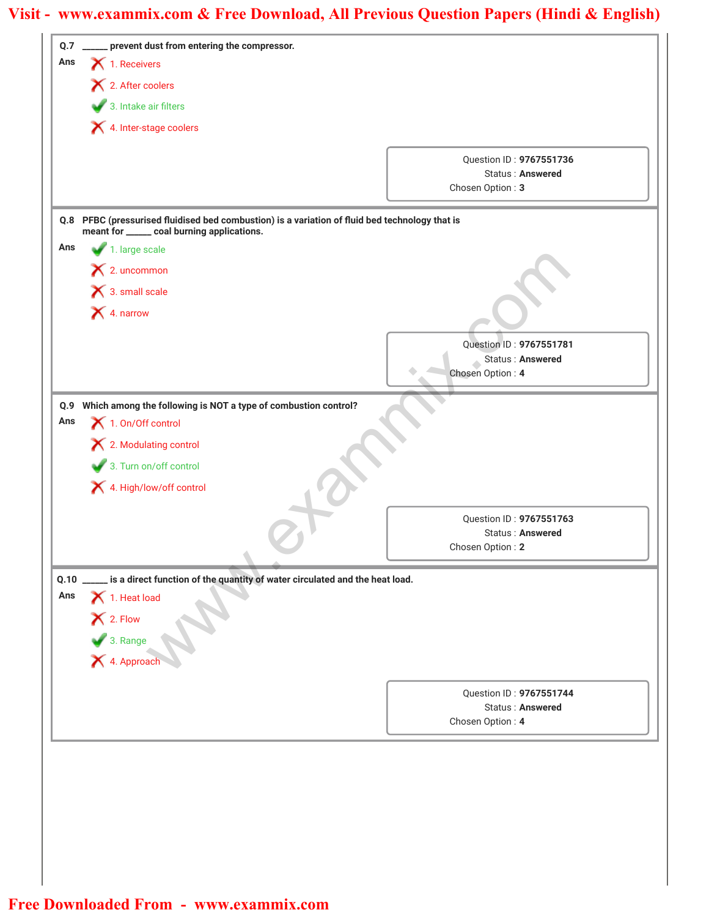**Q.7** ______ prevent dust from entering the compressor.

**Ans**

- ✗ 1. Receivers
- ✗ 2. After coolers
- ✓ 3. Intake air filters
- ✗ 4. Inter-stage coolers

Question ID : **9767551736**
Status : **Answered**
Chosen Option : **3**

---

**Q.8** PFBC (pressurised fluidised bed combustion) is a variation of fluid bed technology that is meant for ______ coal burning applications.

**Ans**

- ✓ 1. large scale
- ✗ 2. uncommon
- ✗ 3. small scale
- ✗ 4. narrow

Question ID : **9767551781**
Status : **Answered**
Chosen Option : **4**

---

**Q.9** Which among the following is NOT a type of combustion control?

**Ans**

- ✗ 1. On/Off control
- ✗ 2. Modulating control
- ✓ 3. Turn on/off control
- ✗ 4. High/low/off control

Question ID : **9767551763**
Status : **Answered**
Chosen Option : **2**

---

**Q.10** ______ is a direct function of the quantity of water circulated and the heat load.

**Ans**

- ✗ 1. Heat load
- ✗ 2. Flow
- ✓ 3. Range
- ✗ 4. Approach

Question ID : **9767551744**
Status : **Answered**
Chosen Option : **4**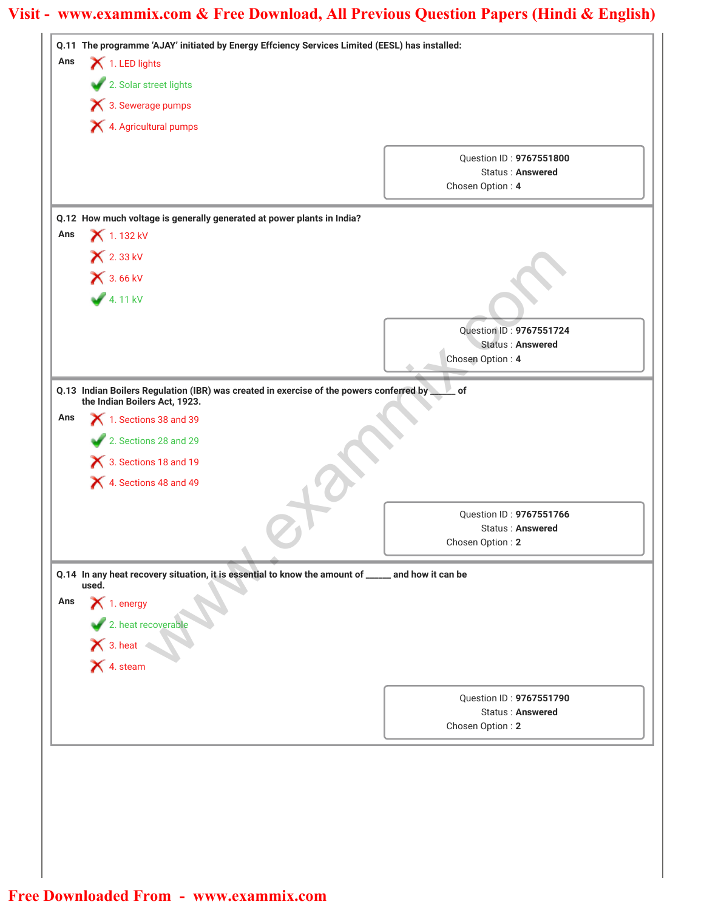**Q.11** The programme 'AJAY' initiated by Energy Effciency Services Limited (EESL) has installed:

Ans

1. LED lights
2. Solar street lights
3. Sewerage pumps
4. Agricultural pumps

Question ID : **9767551800**
Status : **Answered**
Chosen Option : **4**

---

**Q.12** How much voltage is generally generated at power plants in India?

Ans

1. 132 kV
2. 33 kV
3. 66 kV
4. 11 kV

Question ID : **9767551724**
Status : **Answered**
Chosen Option : **4**

---

**Q.13** Indian Boilers Regulation (IBR) was created in exercise of the powers conferred by _____ of the Indian Boilers Act, 1923.

Ans

1. Sections 38 and 39
2. Sections 28 and 29
3. Sections 18 and 19
4. Sections 48 and 49

Question ID : **9767551766**
Status : **Answered**
Chosen Option : **2**

---

**Q.14** In any heat recovery situation, it is essential to know the amount of _____ and how it can be used.

Ans

1. energy
2. heat recoverable
3. heat
4. steam

Question ID : **9767551790**
Status : **Answered**
Chosen Option : **2**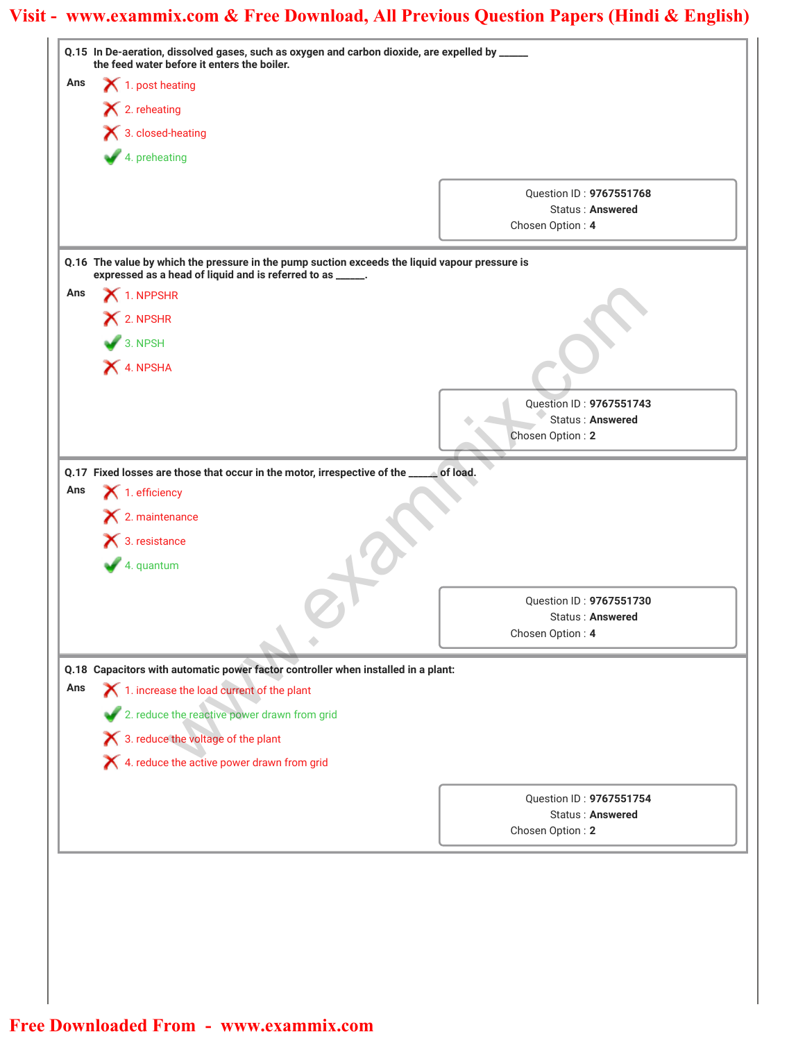**Q.15** In De-aeration, dissolved gases, such as oxygen and carbon dioxide, are expelled by ______ the feed water before it enters the boiler.

**Ans**

1. post heating ✗
2. reheating ✗
3. closed-heating ✗
4. preheating ✓

Question ID : **9767551768**
Status : **Answered**
Chosen Option : **4**

**Q.16** The value by which the pressure in the pump suction exceeds the liquid vapour pressure is expressed as a head of liquid and is referred to as ______.

**Ans**

1. NPPSHR ✗
2. NPSHR ✗
3. NPSH ✓
4. NPSHA ✗

Question ID : **9767551743**
Status : **Answered**
Chosen Option : **2**

**Q.17** Fixed losses are those that occur in the motor, irrespective of the ______ of load.

**Ans**

1. efficiency ✗
2. maintenance ✗
3. resistance ✗
4. quantum ✓

Question ID : **9767551730**
Status : **Answered**
Chosen Option : **4**

**Q.18** Capacitors with automatic power factor controller when installed in a plant:

**Ans**

1. increase the load current of the plant ✗
2. reduce the reactive power drawn from grid ✓
3. reduce the voltage of the plant ✗
4. reduce the active power drawn from grid ✗

Question ID : **9767551754**
Status : **Answered**
Chosen Option : **2**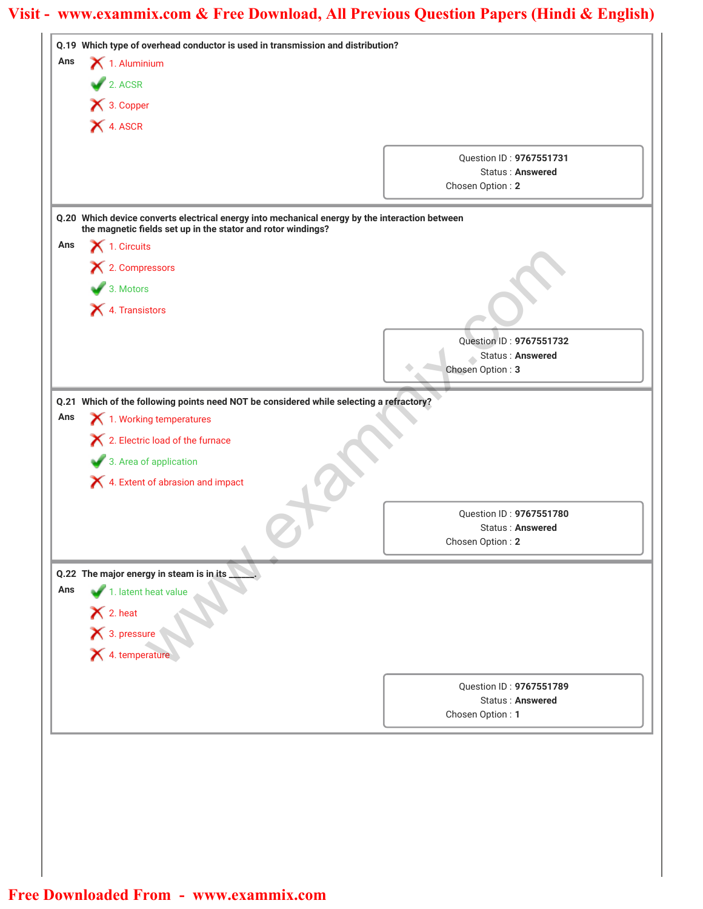**Q.19** Which type of overhead conductor is used in transmission and distribution?

Ans
1. Aluminium ✗
2. ACSR ✓
3. Copper ✗
4. ASCR ✗

Question ID : **9767551731**
Status : **Answered**
Chosen Option : **2**

**Q.20** Which device converts electrical energy into mechanical energy by the interaction between the magnetic fields set up in the stator and rotor windings?

Ans
1. Circuits ✗
2. Compressors ✗
3. Motors ✓
4. Transistors ✗

Question ID : **9767551732**
Status : **Answered**
Chosen Option : **3**

**Q.21** Which of the following points need NOT be considered while selecting a refractory?

Ans
1. Working temperatures ✗
2. Electric load of the furnace ✗
3. Area of application ✓
4. Extent of abrasion and impact ✗

Question ID : **9767551780**
Status : **Answered**
Chosen Option : **2**

**Q.22** The major energy in steam is in its _____.

Ans
1. latent heat value ✓
2. heat ✗
3. pressure ✗
4. temperature ✗

Question ID : **9767551789**
Status : **Answered**
Chosen Option : **1**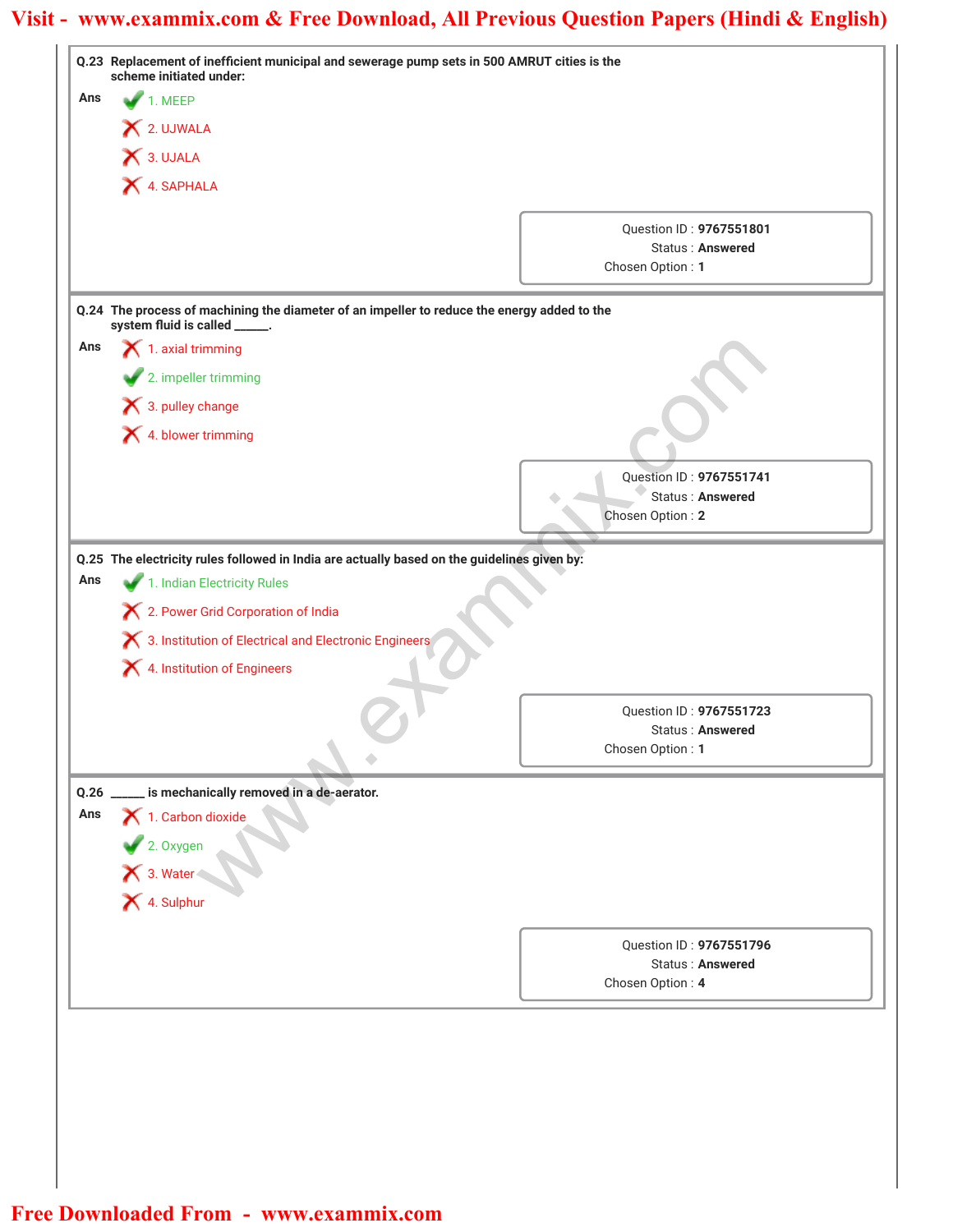**Q.23** Replacement of inefficient municipal and sewerage pump sets in 500 AMRUT cities is the scheme initiated under:

**Ans**

✔ 1. MEEP

✘ 2. UJWALA

✘ 3. UJALA

✘ 4. SAPHALA

Question ID : **9767551801**
Status : **Answered**
Chosen Option : **1**

**Q.24** The process of machining the diameter of an impeller to reduce the energy added to the system fluid is called ______.

**Ans**

✘ 1. axial trimming

✔ 2. impeller trimming

✘ 3. pulley change

✘ 4. blower trimming

Question ID : **9767551741**
Status : **Answered**
Chosen Option : **2**

**Q.25** The electricity rules followed in India are actually based on the guidelines given by:

**Ans**

✔ 1. Indian Electricity Rules

✘ 2. Power Grid Corporation of India

✘ 3. Institution of Electrical and Electronic Engineers

✘ 4. Institution of Engineers

Question ID : **9767551723**
Status : **Answered**
Chosen Option : **1**

**Q.26** ______ is mechanically removed in a de-aerator.

**Ans**

✘ 1. Carbon dioxide

✔ 2. Oxygen

✘ 3. Water

✘ 4. Sulphur

Question ID : **9767551796**
Status : **Answered**
Chosen Option : **4**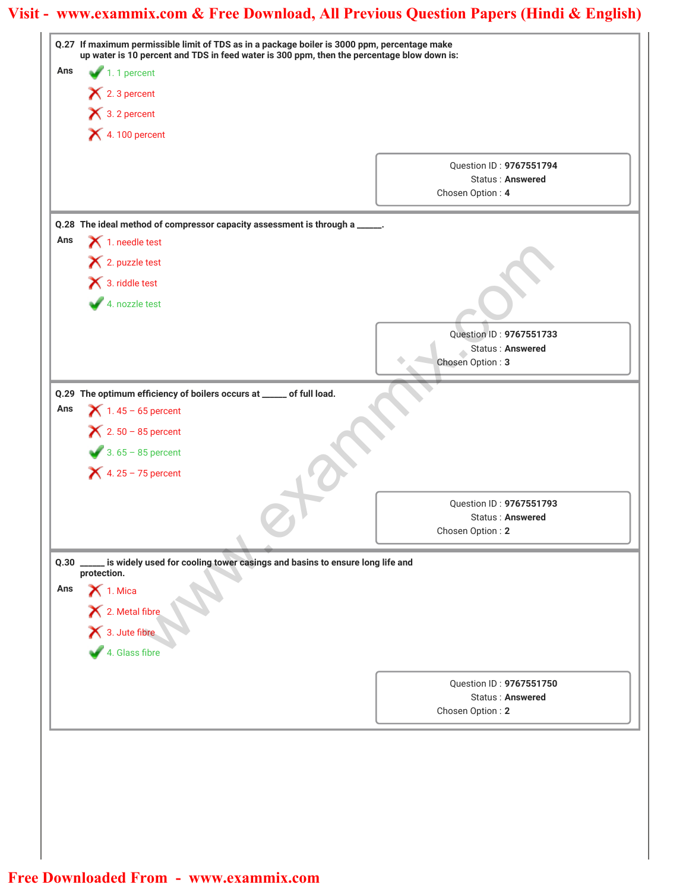**Q.27** If maximum permissible limit of TDS as in a package boiler is 3000 ppm, percentage make up water is 10 percent and TDS in feed water is 300 ppm, then the percentage blow down is:

**Ans**

1. 1 percent ✔
2. 3 percent ✘
3. 2 percent ✘
4. 100 percent ✘

Question ID : **9767551794**
Status : **Answered**
Chosen Option : **4**

---

**Q.28** The ideal method of compressor capacity assessment is through a _____.

**Ans**

1. needle test ✘
2. puzzle test ✘
3. riddle test ✘
4. nozzle test ✔

Question ID : **9767551733**
Status : **Answered**
Chosen Option : **3**

---

**Q.29** The optimum efficiency of boilers occurs at _____ of full load.

**Ans**

1. 45 – 65 percent ✘
2. 50 – 85 percent ✘
3. 65 – 85 percent ✔
4. 25 – 75 percent ✘

Question ID : **9767551793**
Status : **Answered**
Chosen Option : **2**

---

**Q.30** _____ is widely used for cooling tower casings and basins to ensure long life and protection.

**Ans**

1. Mica ✘
2. Metal fibre ✘
3. Jute fibre ✘
4. Glass fibre ✔

Question ID : **9767551750**
Status : **Answered**
Chosen Option : **2**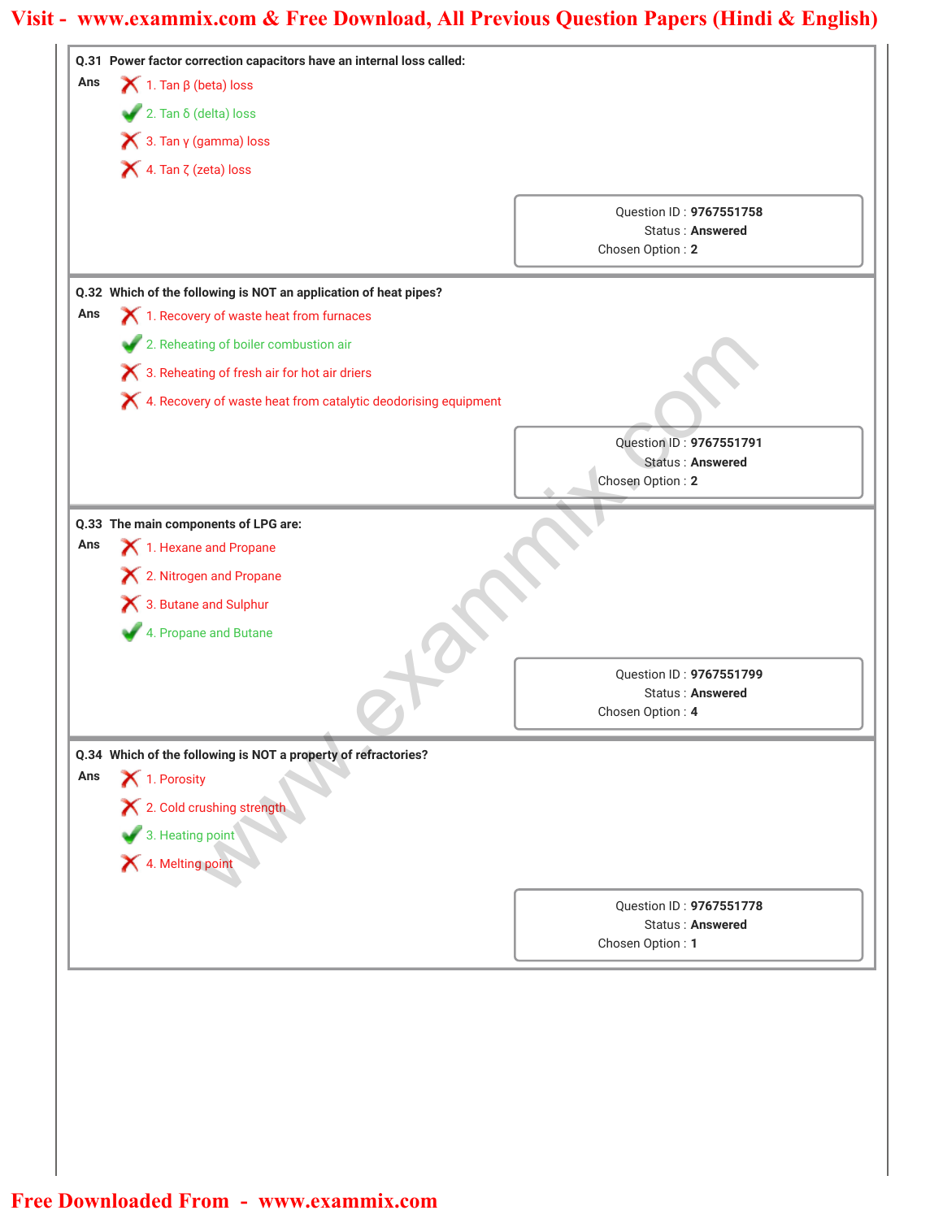**Q.31 Power factor correction capacitors have an internal loss called:**

Ans

1. Tan β (beta) loss ✗
2. Tan δ (delta) loss ✓
3. Tan γ (gamma) loss ✗
4. Tan ζ (zeta) loss ✗

Question ID : **9767551758**
Status : **Answered**
Chosen Option : **2**

**Q.32 Which of the following is NOT an application of heat pipes?**

Ans

1. Recovery of waste heat from furnaces ✗
2. Reheating of boiler combustion air ✓
3. Reheating of fresh air for hot air driers ✗
4. Recovery of waste heat from catalytic deodorising equipment ✗

Question ID : **9767551791**
Status : **Answered**
Chosen Option : **2**

**Q.33 The main components of LPG are:**

Ans

1. Hexane and Propane ✗
2. Nitrogen and Propane ✗
3. Butane and Sulphur ✗
4. Propane and Butane ✓

Question ID : **9767551799**
Status : **Answered**
Chosen Option : **4**

**Q.34 Which of the following is NOT a property of refractories?**

Ans

1. Porosity ✗
2. Cold crushing strength ✗
3. Heating point ✓
4. Melting point ✗

Question ID : **9767551778**
Status : **Answered**
Chosen Option : **1**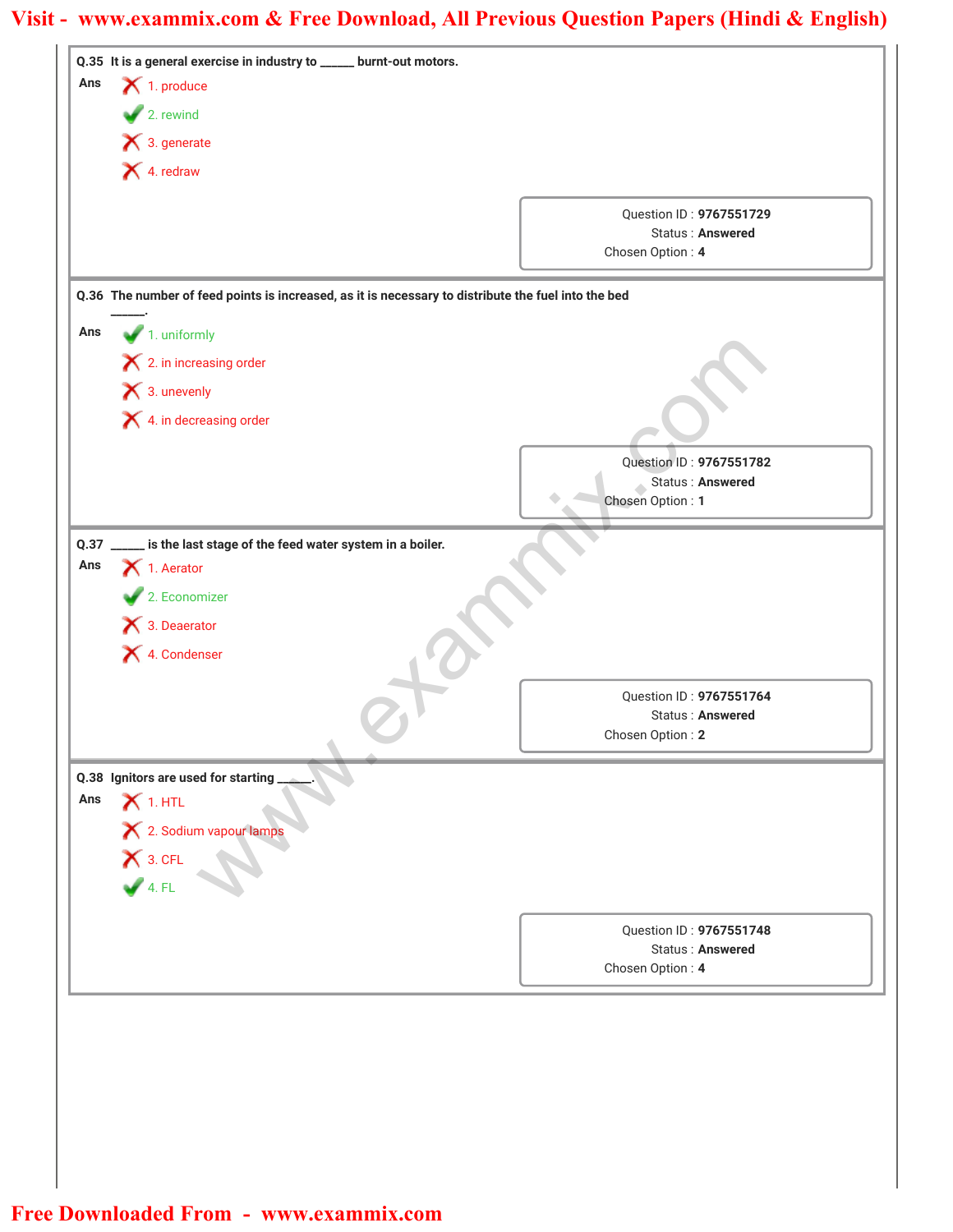**Q.35** It is a general exercise in industry to ______ burnt-out motors.

**Ans**

- ✗ 1. produce
- ✓ 2. rewind
- ✗ 3. generate
- ✗ 4. redraw

Question ID : **9767551729**
Status : **Answered**
Chosen Option : **4**

---

**Q.36** The number of feed points is increased, as it is necessary to distribute the fuel into the bed ______.

**Ans**

- ✓ 1. uniformly
- ✗ 2. in increasing order
- ✗ 3. unevenly
- ✗ 4. in decreasing order

Question ID : **9767551782**
Status : **Answered**
Chosen Option : **1**

---

**Q.37** ______ is the last stage of the feed water system in a boiler.

**Ans**

- ✗ 1. Aerator
- ✓ 2. Economizer
- ✗ 3. Deaerator
- ✗ 4. Condenser

Question ID : **9767551764**
Status : **Answered**
Chosen Option : **2**

---

**Q.38** Ignitors are used for starting ______.

**Ans**

- ✗ 1. HTL
- ✗ 2. Sodium vapour lamps
- ✗ 3. CFL
- ✓ 4. FL

Question ID : **9767551748**
Status : **Answered**
Chosen Option : **4**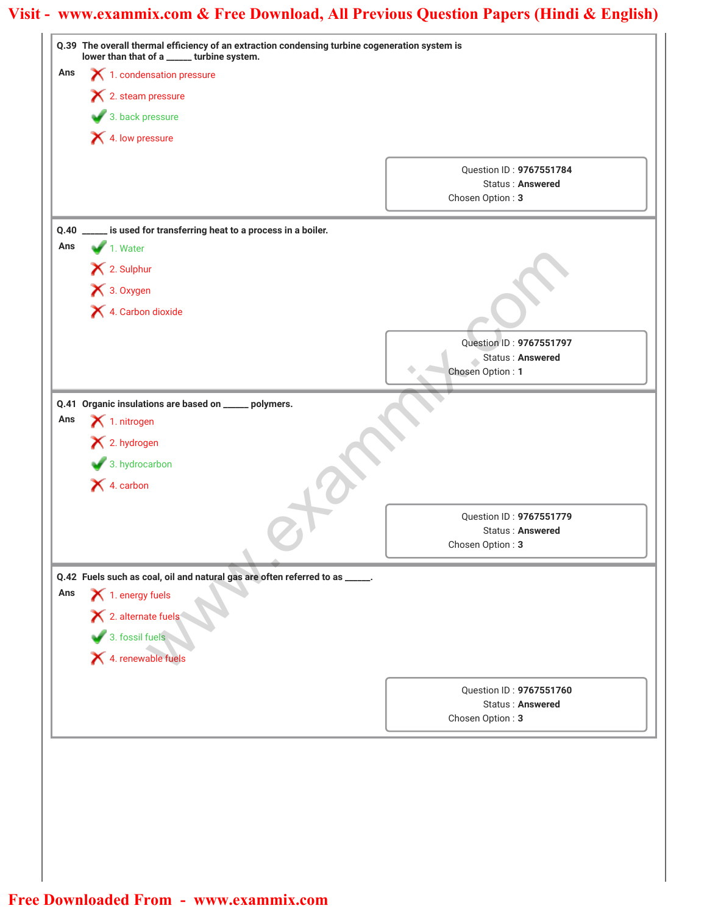**Q.39** The overall thermal efficiency of an extraction condensing turbine cogeneration system is lower than that of a ______ turbine system.

**Ans**

1. condensation pressure
2. steam pressure
3. back pressure ✔
4. low pressure

Question ID : **9767551784**
Status : **Answered**
Chosen Option : **3**

---

**Q.40** ______ is used for transferring heat to a process in a boiler.

**Ans**

1. Water ✔
2. Sulphur
3. Oxygen
4. Carbon dioxide

Question ID : **9767551797**
Status : **Answered**
Chosen Option : **1**

---

**Q.41** Organic insulations are based on ______ polymers.

**Ans**

1. nitrogen
2. hydrogen
3. hydrocarbon ✔
4. carbon

Question ID : **9767551779**
Status : **Answered**
Chosen Option : **3**

---

**Q.42** Fuels such as coal, oil and natural gas are often referred to as ______.

**Ans**

1. energy fuels
2. alternate fuels
3. fossil fuels ✔
4. renewable fuels

Question ID : **9767551760**
Status : **Answered**
Chosen Option : **3**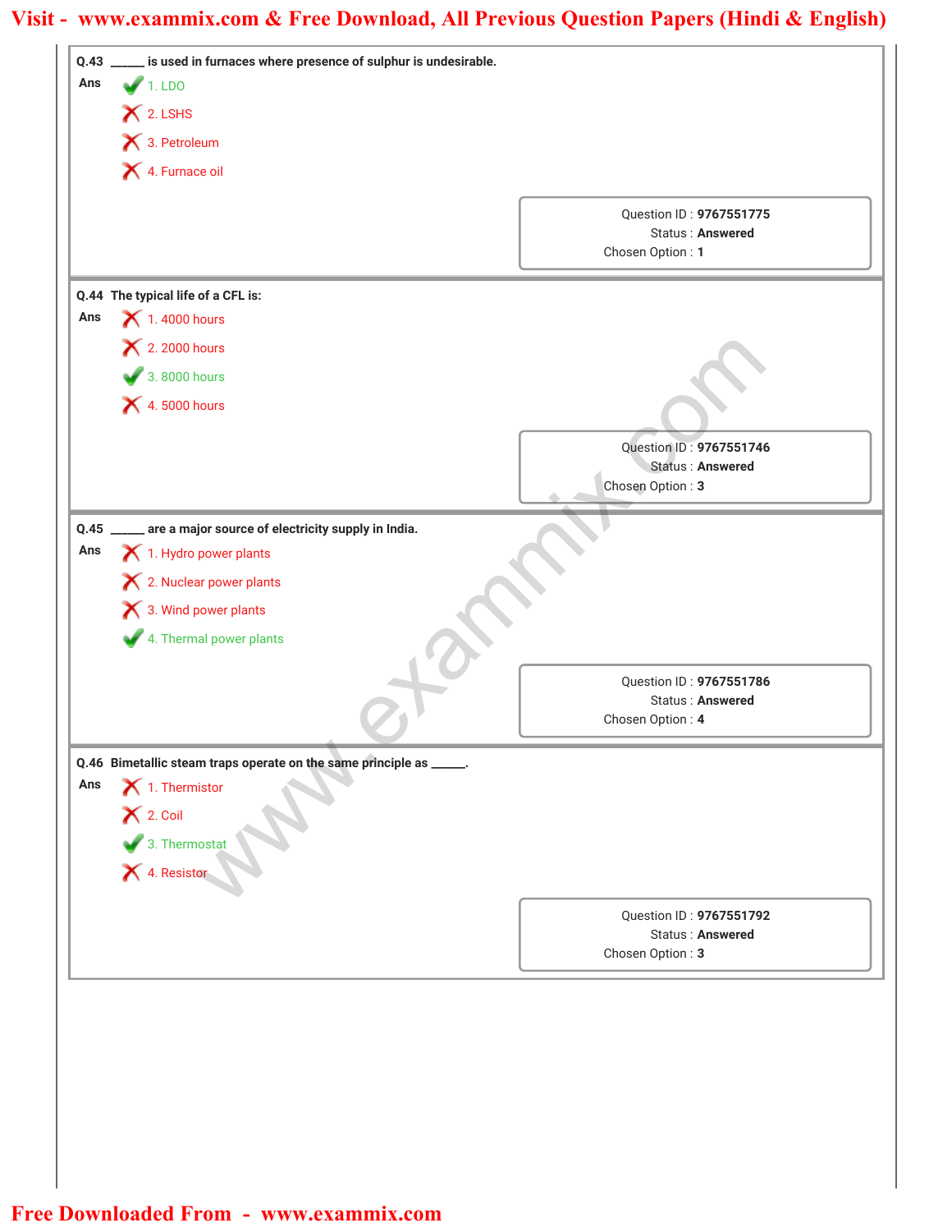**Q.43** ______ is used in furnaces where presence of sulphur is undesirable.

**Ans**
- ✔ 1. LDO
- ✘ 2. LSHS
- ✘ 3. Petroleum
- ✘ 4. Furnace oil

Question ID : **9767551775**
Status : **Answered**
Chosen Option : **1**

---

**Q.44** The typical life of a CFL is:

**Ans**
- ✘ 1. 4000 hours
- ✘ 2. 2000 hours
- ✔ 3. 8000 hours
- ✘ 4. 5000 hours

Question ID : **9767551746**
Status : **Answered**
Chosen Option : **3**

---

**Q.45** ______ are a major source of electricity supply in India.

**Ans**
- ✘ 1. Hydro power plants
- ✘ 2. Nuclear power plants
- ✘ 3. Wind power plants
- ✔ 4. Thermal power plants

Question ID : **9767551786**
Status : **Answered**
Chosen Option : **4**

---

**Q.46** Bimetallic steam traps operate on the same principle as ______.

**Ans**
- ✘ 1. Thermistor
- ✘ 2. Coil
- ✔ 3. Thermostat
- ✘ 4. Resistor

Question ID : **9767551792**
Status : **Answered**
Chosen Option : **3**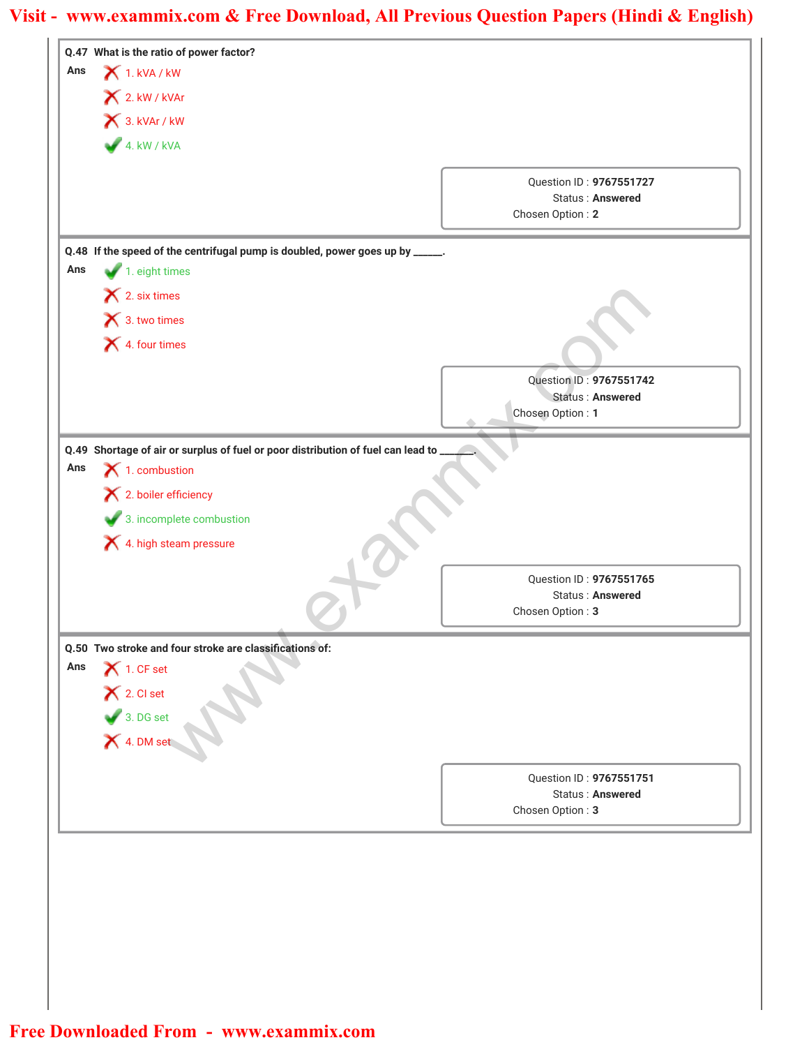**Q.47** What is the ratio of power factor?

**Ans**

1. kVA / kW ✗
2. kW / kVAr ✗
3. kVAr / kW ✗
4. kW / kVA ✓

Question ID : **9767551727**
Status : **Answered**
Chosen Option : **2**

**Q.48** If the speed of the centrifugal pump is doubled, power goes up by ______.

**Ans**

1. eight times ✓
2. six times ✗
3. two times ✗
4. four times ✗

Question ID : **9767551742**
Status : **Answered**
Chosen Option : **1**

**Q.49** Shortage of air or surplus of fuel or poor distribution of fuel can lead to ______.

**Ans**

1. combustion ✗
2. boiler efficiency ✗
3. incomplete combustion ✓
4. high steam pressure ✗

Question ID : **9767551765**
Status : **Answered**
Chosen Option : **3**

**Q.50** Two stroke and four stroke are classifications of:

**Ans**

1. CF set ✗
2. CI set ✗
3. DG set ✓
4. DM set ✗

Question ID : **9767551751**
Status : **Answered**
Chosen Option : **3**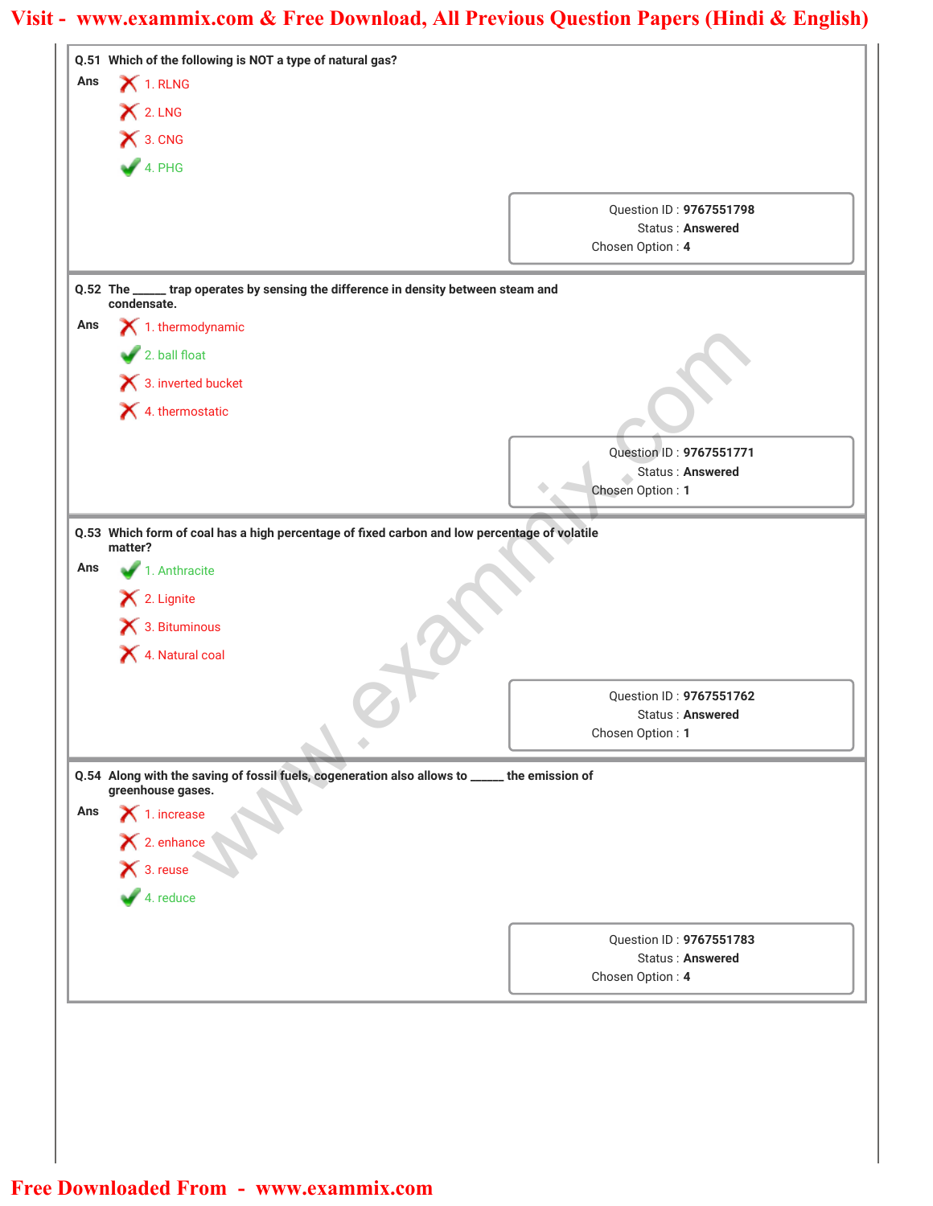**Q.51 Which of the following is NOT a type of natural gas?**

Ans

1. RLNG ✗
2. LNG ✗
3. CNG ✗
4. PHG ✓

Question ID : **9767551798**
Status : **Answered**
Chosen Option : **4**

---

**Q.52 The ______ trap operates by sensing the difference in density between steam and condensate.**

Ans

1. thermodynamic ✗
2. ball float ✓
3. inverted bucket ✗
4. thermostatic ✗

Question ID : **9767551771**
Status : **Answered**
Chosen Option : **1**

---

**Q.53 Which form of coal has a high percentage of fixed carbon and low percentage of volatile matter?**

Ans

1. Anthracite ✓
2. Lignite ✗
3. Bituminous ✗
4. Natural coal ✗

Question ID : **9767551762**
Status : **Answered**
Chosen Option : **1**

---

**Q.54 Along with the saving of fossil fuels, cogeneration also allows to ______ the emission of greenhouse gases.**

Ans

1. increase ✗
2. enhance ✗
3. reuse ✗
4. reduce ✓

Question ID : **9767551783**
Status : **Answered**
Chosen Option : **4**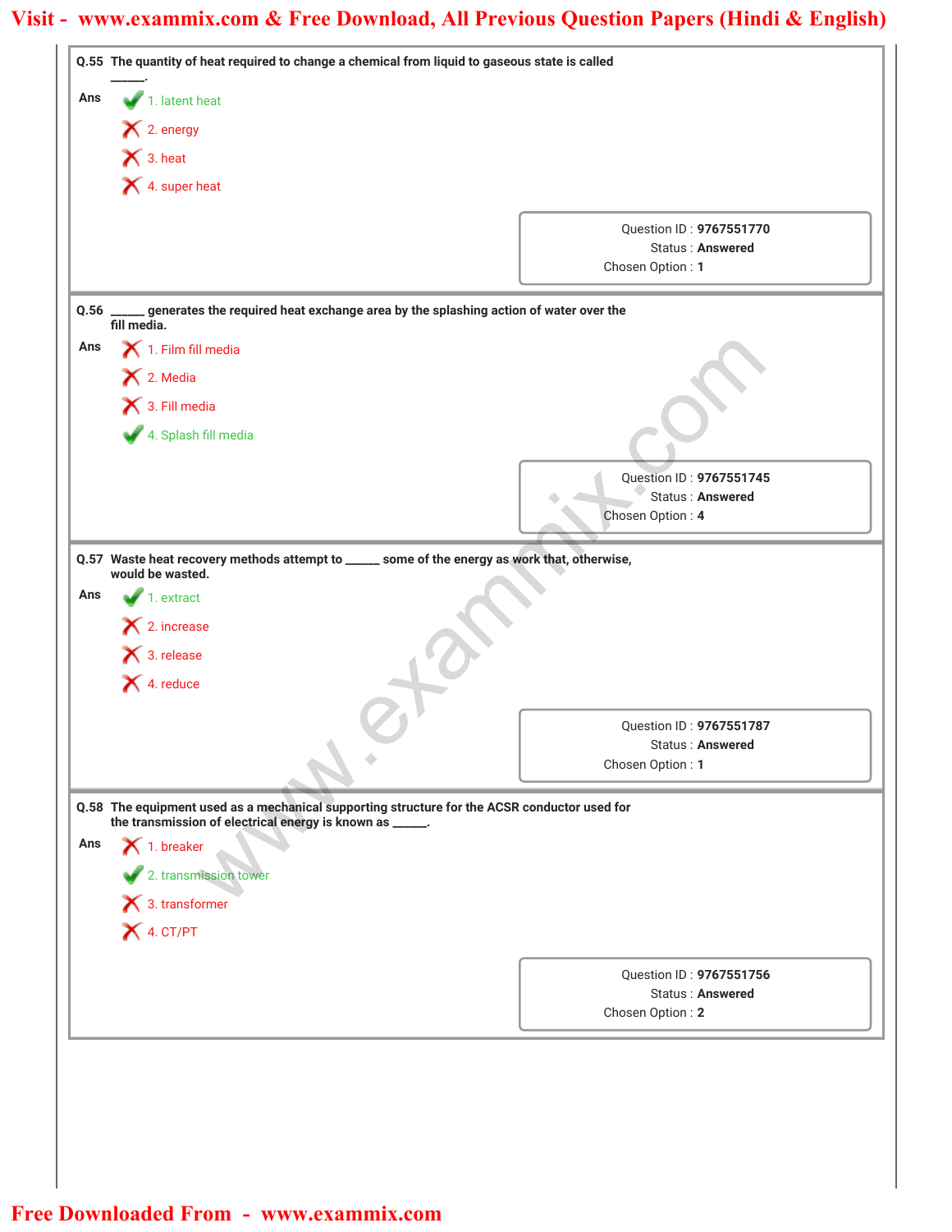**Q.55** The quantity of heat required to change a chemical from liquid to gaseous state is called ______.

**Ans**
1. latent heat ✔
2. energy ✘
3. heat ✘
4. super heat ✘

Question ID : **9767551770**
Status : **Answered**
Chosen Option : **1**

---

**Q.56** ______ generates the required heat exchange area by the splashing action of water over the fill media.

**Ans**
1. Film fill media ✘
2. Media ✘
3. Fill media ✘
4. Splash fill media ✔

Question ID : **9767551745**
Status : **Answered**
Chosen Option : **4**

---

**Q.57** Waste heat recovery methods attempt to ______ some of the energy as work that, otherwise, would be wasted.

**Ans**
1. extract ✔
2. increase ✘
3. release ✘
4. reduce ✘

Question ID : **9767551787**
Status : **Answered**
Chosen Option : **1**

---

**Q.58** The equipment used as a mechanical supporting structure for the ACSR conductor used for the transmission of electrical energy is known as ______.

**Ans**
1. breaker ✘
2. transmission tower ✔
3. transformer ✘
4. CT/PT ✘

Question ID : **9767551756**
Status : **Answered**
Chosen Option : **2**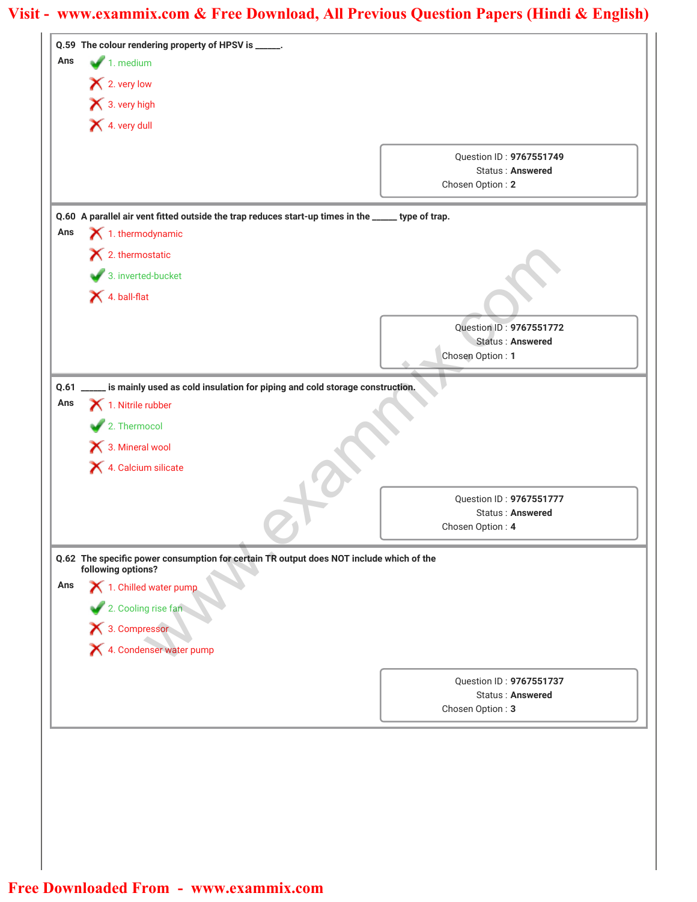**Q.59** The colour rendering property of HPSV is ______.

**Ans**

✔ 1. medium

✘ 2. very low

✘ 3. very high

✘ 4. very dull

Question ID : **9767551749**
Status : **Answered**
Chosen Option : **2**

---

**Q.60** A parallel air vent fitted outside the trap reduces start-up times in the ______ type of trap.

**Ans**

✘ 1. thermodynamic

✘ 2. thermostatic

✔ 3. inverted-bucket

✘ 4. ball-flat

Question ID : **9767551772**
Status : **Answered**
Chosen Option : **1**

---

**Q.61** ______ is mainly used as cold insulation for piping and cold storage construction.

**Ans**

✘ 1. Nitrile rubber

✔ 2. Thermocol

✘ 3. Mineral wool

✘ 4. Calcium silicate

Question ID : **9767551777**
Status : **Answered**
Chosen Option : **4**

---

**Q.62** The specific power consumption for certain TR output does NOT include which of the following options?

**Ans**

✘ 1. Chilled water pump

✔ 2. Cooling rise fan

✘ 3. Compressor

✘ 4. Condenser water pump

Question ID : **9767551737**
Status : **Answered**
Chosen Option : **3**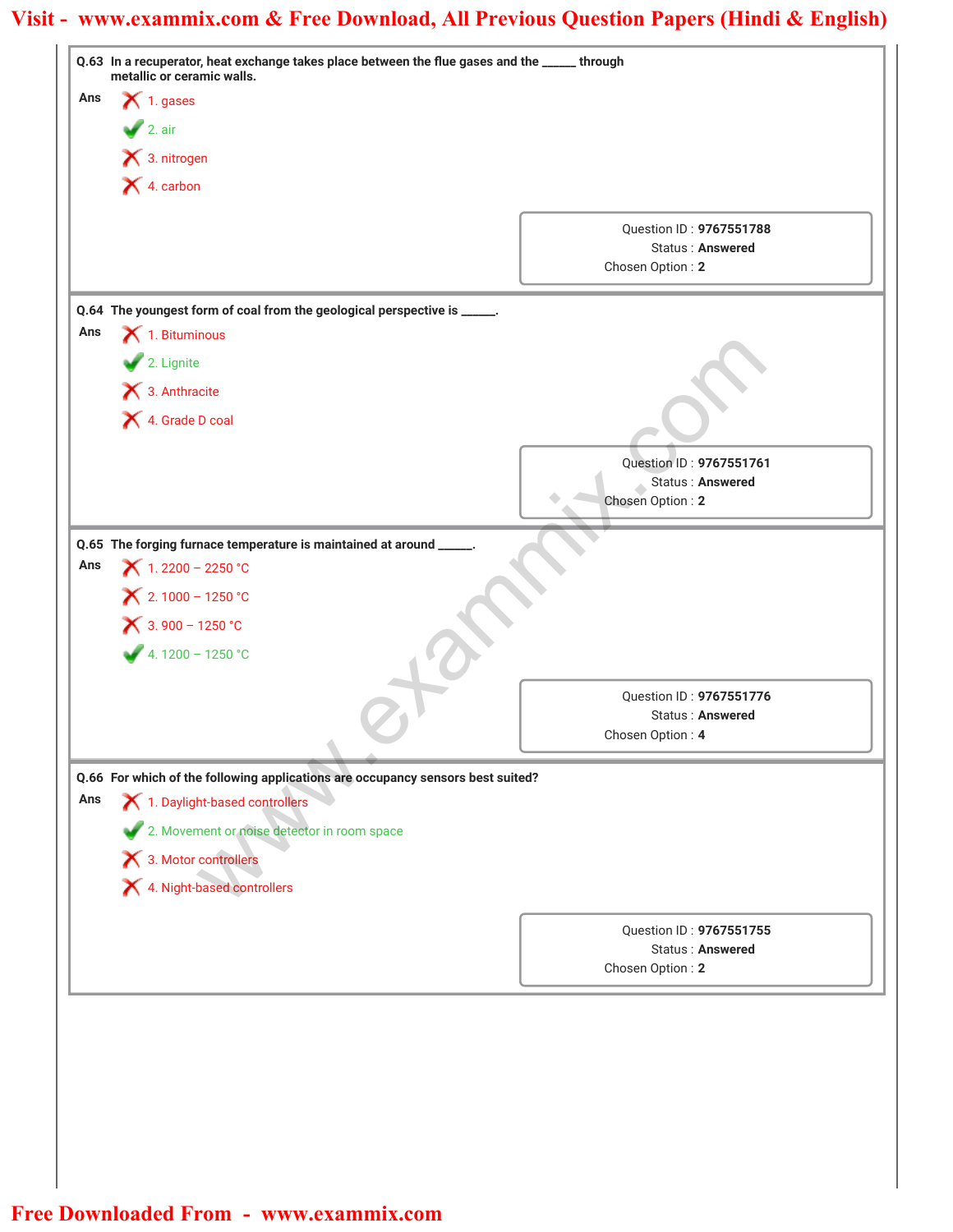**Q.63** In a recuperator, heat exchange takes place between the flue gases and the ______ through metallic or ceramic walls.

Ans
1. gases ✗
2. air ✓
3. nitrogen ✗
4. carbon ✗

Question ID : 9767551788
Status : Answered
Chosen Option : 2

**Q.64** The youngest form of coal from the geological perspective is ______.

Ans
1. Bituminous ✗
2. Lignite ✓
3. Anthracite ✗
4. Grade D coal ✗

Question ID : 9767551761
Status : Answered
Chosen Option : 2

**Q.65** The forging furnace temperature is maintained at around ______.

Ans
1. 2200 – 2250 °C ✗
2. 1000 – 1250 °C ✗
3. 900 – 1250 °C ✗
4. 1200 – 1250 °C ✓

Question ID : 9767551776
Status : Answered
Chosen Option : 4

**Q.66** For which of the following applications are occupancy sensors best suited?

Ans
1. Daylight-based controllers ✗
2. Movement or noise detector in room space ✓
3. Motor controllers ✗
4. Night-based controllers ✗

Question ID : 9767551755
Status : Answered
Chosen Option : 2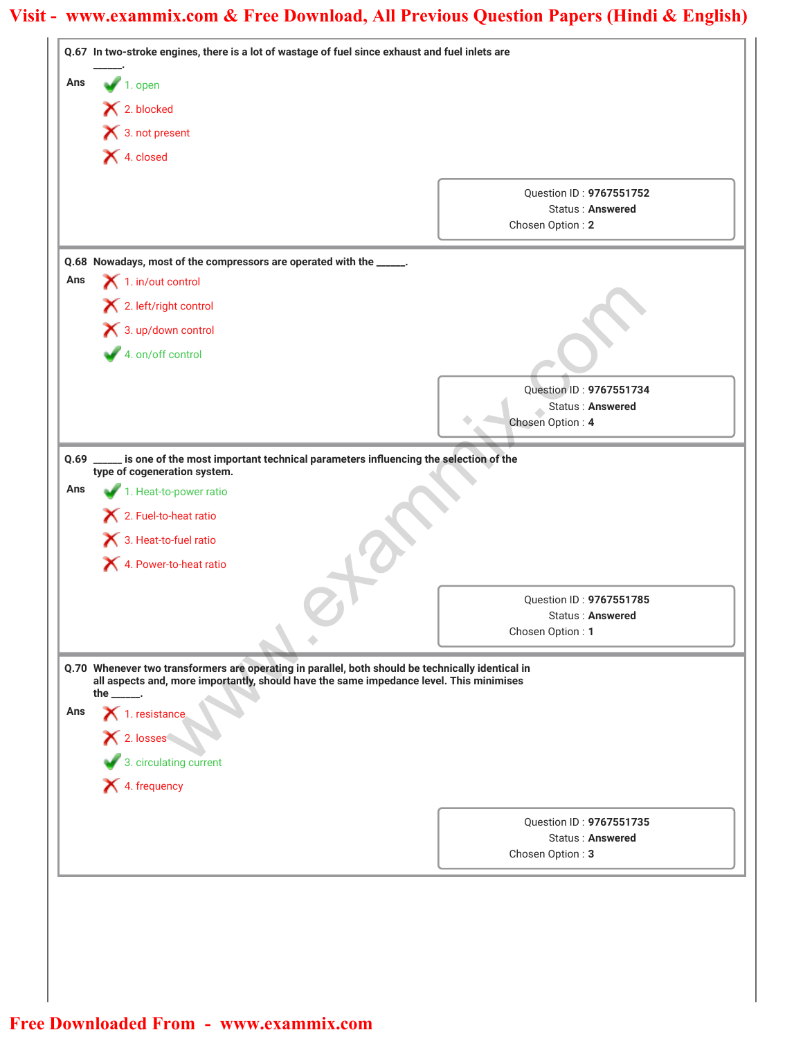**Q.67** In two-stroke engines, there is a lot of wastage of fuel since exhaust and fuel inlets are ______.

**Ans**

✔ 1. open

✘ 2. blocked

✘ 3. not present

✘ 4. closed

Question ID : **9767551752**
Status : **Answered**
Chosen Option : **2**

---

**Q.68** Nowadays, most of the compressors are operated with the ______.

**Ans**

✘ 1. in/out control

✘ 2. left/right control

✘ 3. up/down control

✔ 4. on/off control

Question ID : **9767551734**
Status : **Answered**
Chosen Option : **4**

---

**Q.69** ______ is one of the most important technical parameters influencing the selection of the type of cogeneration system.

**Ans**

✔ 1. Heat-to-power ratio

✘ 2. Fuel-to-heat ratio

✘ 3. Heat-to-fuel ratio

✘ 4. Power-to-heat ratio

Question ID : **9767551785**
Status : **Answered**
Chosen Option : **1**

---

**Q.70** Whenever two transformers are operating in parallel, both should be technically identical in all aspects and, more importantly, should have the same impedance level. This minimises the ______.

**Ans**

✘ 1. resistance

✘ 2. losses

✔ 3. circulating current

✘ 4. frequency

Question ID : **9767551735**
Status : **Answered**
Chosen Option : **3**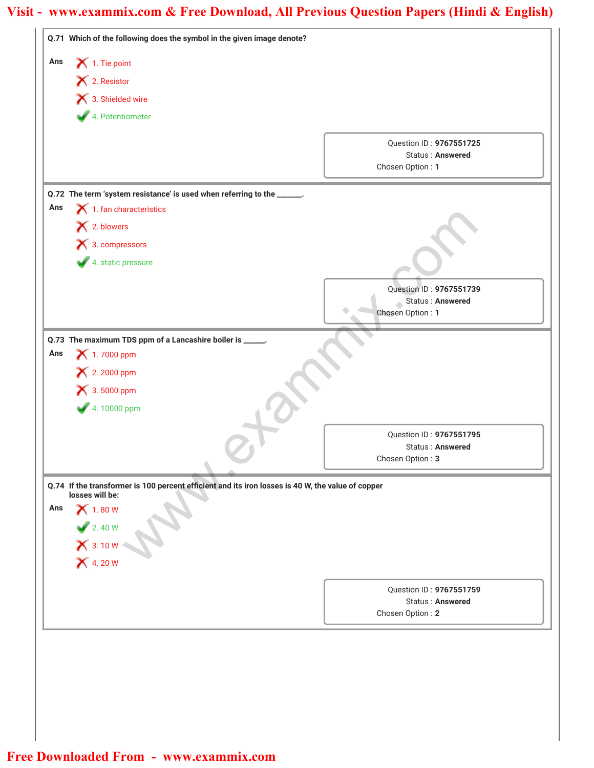**Q.71** Which of the following does the symbol in the given image denote?

Ans
1. Tie point ✗
2. Resistor ✗
3. Shielded wire ✗
4. Potentiometer ✓

Question ID : **9767551725**
Status : **Answered**
Chosen Option : **1**

---

**Q.72** The term 'system resistance' is used when referring to the _______.

Ans
1. fan characteristics ✗
2. blowers ✗
3. compressors ✗
4. static pressure ✓

Question ID : **9767551739**
Status : **Answered**
Chosen Option : **1**

---

**Q.73** The maximum TDS ppm of a Lancashire boiler is ______.

Ans
1. 7000 ppm ✗
2. 2000 ppm ✗
3. 5000 ppm ✗
4. 10000 ppm ✓

Question ID : **9767551795**
Status : **Answered**
Chosen Option : **3**

---

**Q.74** If the transformer is 100 percent efficient and its iron losses is 40 W, the value of copper losses will be:

Ans
1. 80 W ✗
2. 40 W ✓
3. 10 W ✗
4. 20 W ✗

Question ID : **9767551759**
Status : **Answered**
Chosen Option : **2**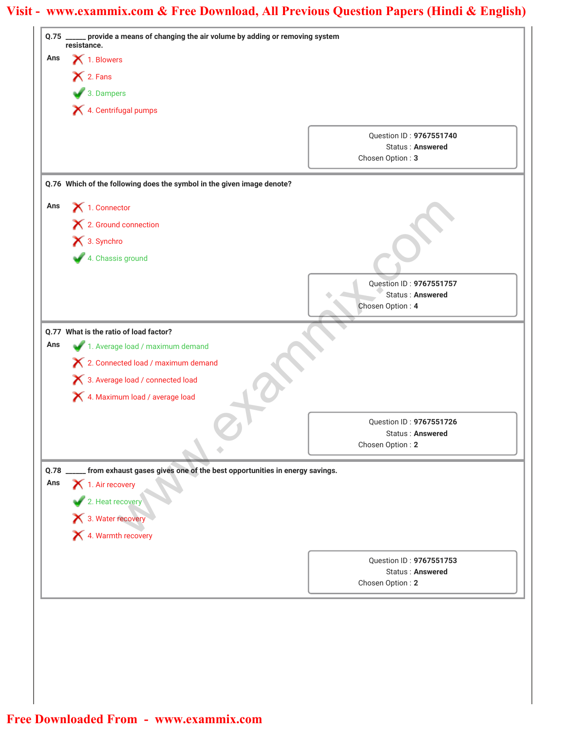**Q.75** _____ provide a means of changing the air volume by adding or removing system resistance.

**Ans**

1. Blowers
2. Fans
3. Dampers ✔
4. Centrifugal pumps

Question ID : **9767551740**
Status : **Answered**
Chosen Option : **3**

---

**Q.76** Which of the following does the symbol in the given image denote?

**Ans**

1. Connector
2. Ground connection
3. Synchro
4. Chassis ground ✔

Question ID : **9767551757**
Status : **Answered**
Chosen Option : **4**

---

**Q.77** What is the ratio of load factor?

**Ans**

1. Average load / maximum demand ✔
2. Connected load / maximum demand
3. Average load / connected load
4. Maximum load / average load

Question ID : **9767551726**
Status : **Answered**
Chosen Option : **2**

---

**Q.78** _____ from exhaust gases gives one of the best opportunities in energy savings.

**Ans**

1. Air recovery
2. Heat recovery ✔
3. Water recovery
4. Warmth recovery

Question ID : **9767551753**
Status : **Answered**
Chosen Option : **2**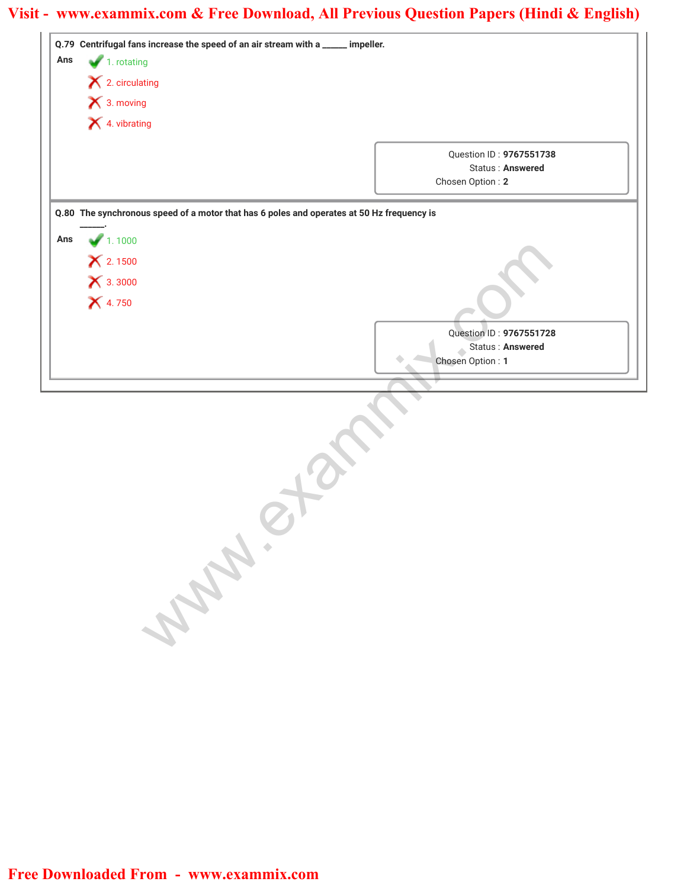**Q.79** **Centrifugal fans increase the speed of an air stream with a _____ impeller.**

**Ans**

✔ 1. rotating

✘ 2. circulating

✘ 3. moving

✘ 4. vibrating

Question ID : **9767551738**
Status : **Answered**
Chosen Option : **2**

**Q.80** **The synchronous speed of a motor that has 6 poles and operates at 50 Hz frequency is _____.**

**Ans**

✔ 1. 1000

✘ 2. 1500

✘ 3. 3000

✘ 4. 750

Question ID : **9767551728**
Status : **Answered**
Chosen Option : **1**